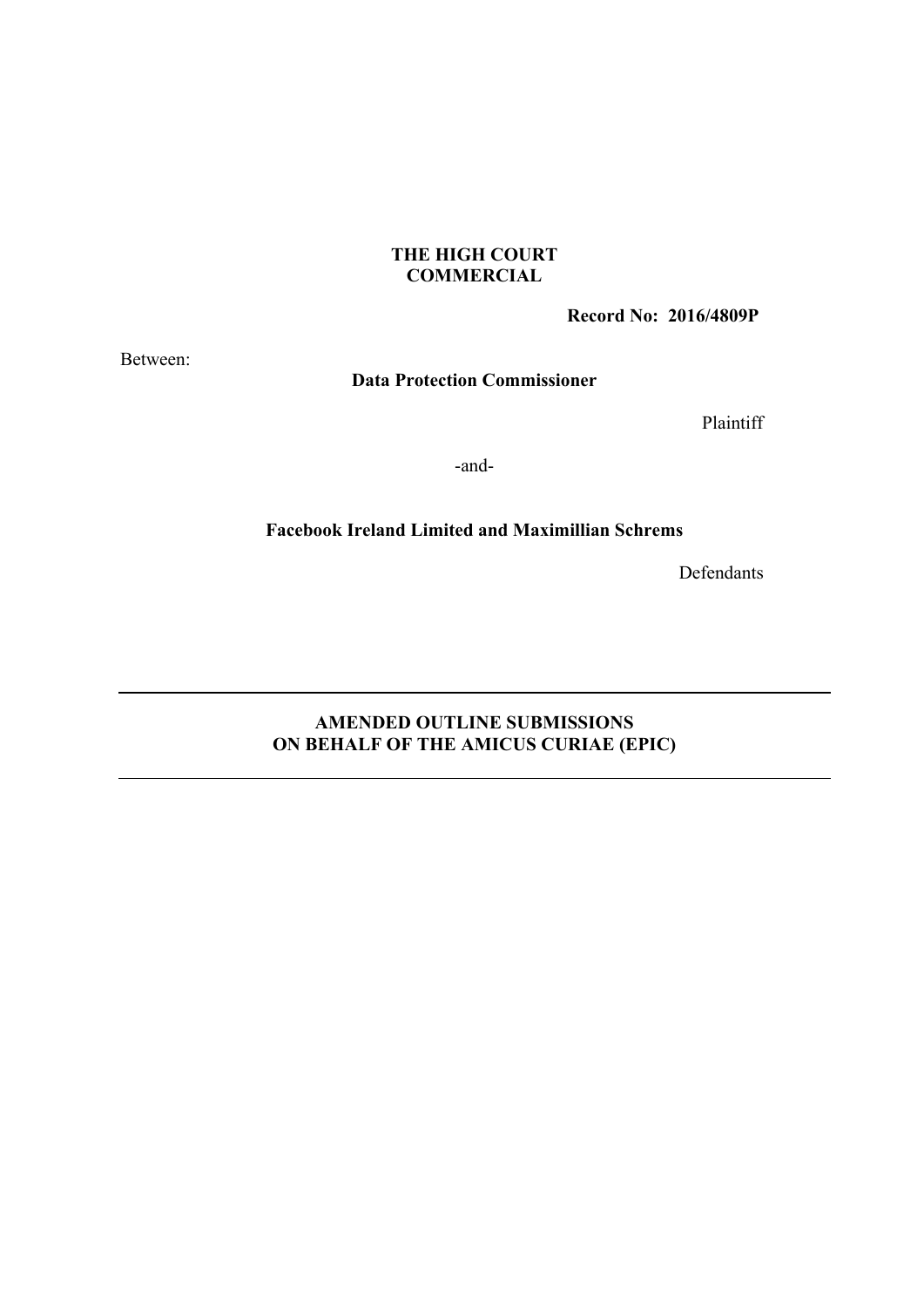**THE HIGH COURT**
**COMMERCIAL**

**Record No: 2016/4809P**

Between:

**Data Protection Commissioner**

Plaintiff

-and-

**Facebook Ireland Limited and Maximillian Schrems**

Defendants

---

**AMENDED OUTLINE SUBMISSIONS**
**ON BEHALF OF THE AMICUS CURIAE (EPIC)**

---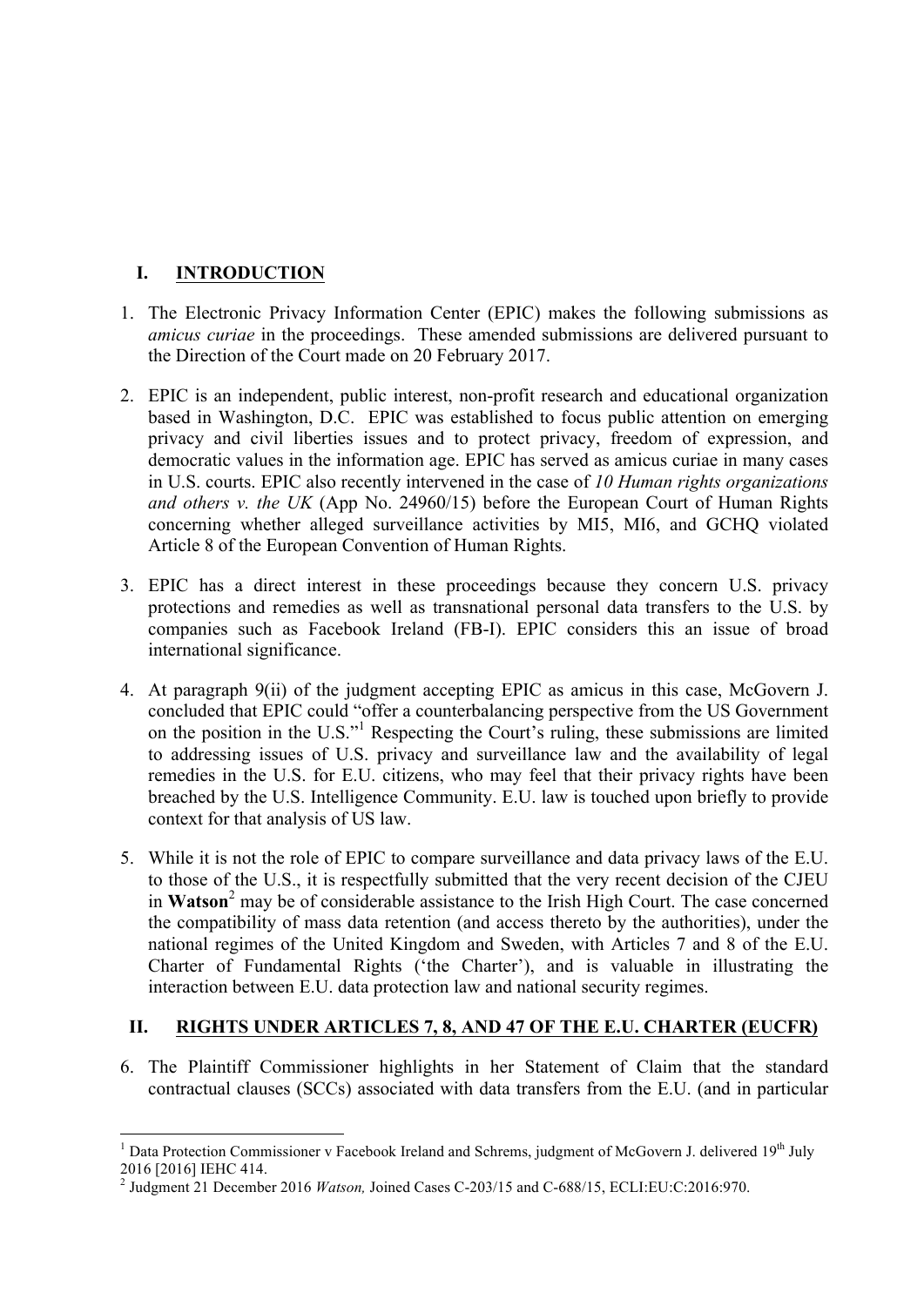## I. INTRODUCTION

1. The Electronic Privacy Information Center (EPIC) makes the following submissions as *amicus curiae* in the proceedings. These amended submissions are delivered pursuant to the Direction of the Court made on 20 February 2017.

2. EPIC is an independent, public interest, non-profit research and educational organization based in Washington, D.C. EPIC was established to focus public attention on emerging privacy and civil liberties issues and to protect privacy, freedom of expression, and democratic values in the information age. EPIC has served as amicus curiae in many cases in U.S. courts. EPIC also recently intervened in the case of *10 Human rights organizations and others v. the UK* (App No. 24960/15) before the European Court of Human Rights concerning whether alleged surveillance activities by MI5, MI6, and GCHQ violated Article 8 of the European Convention of Human Rights.

3. EPIC has a direct interest in these proceedings because they concern U.S. privacy protections and remedies as well as transnational personal data transfers to the U.S. by companies such as Facebook Ireland (FB-I). EPIC considers this an issue of broad international significance.

4. At paragraph 9(ii) of the judgment accepting EPIC as amicus in this case, McGovern J. concluded that EPIC could "offer a counterbalancing perspective from the US Government on the position in the U.S."[1] Respecting the Court's ruling, these submissions are limited to addressing issues of U.S. privacy and surveillance law and the availability of legal remedies in the U.S. for E.U. citizens, who may feel that their privacy rights have been breached by the U.S. Intelligence Community. E.U. law is touched upon briefly to provide context for that analysis of US law.

5. While it is not the role of EPIC to compare surveillance and data privacy laws of the E.U. to those of the U.S., it is respectfully submitted that the very recent decision of the CJEU in **Watson**[2] may be of considerable assistance to the Irish High Court. The case concerned the compatibility of mass data retention (and access thereto by the authorities), under the national regimes of the United Kingdom and Sweden, with Articles 7 and 8 of the E.U. Charter of Fundamental Rights ('the Charter'), and is valuable in illustrating the interaction between E.U. data protection law and national security regimes.

## II. RIGHTS UNDER ARTICLES 7, 8, AND 47 OF THE E.U. CHARTER (EUCFR)

6. The Plaintiff Commissioner highlights in her Statement of Claim that the standard contractual clauses (SCCs) associated with data transfers from the E.U. (and in particular

---

[1] Data Protection Commissioner v Facebook Ireland and Schrems, judgment of McGovern J. delivered 19th July 2016 [2016] IEHC 414.

[2] Judgment 21 December 2016 *Watson,* Joined Cases C-203/15 and C-688/15, ECLI:EU:C:2016:970.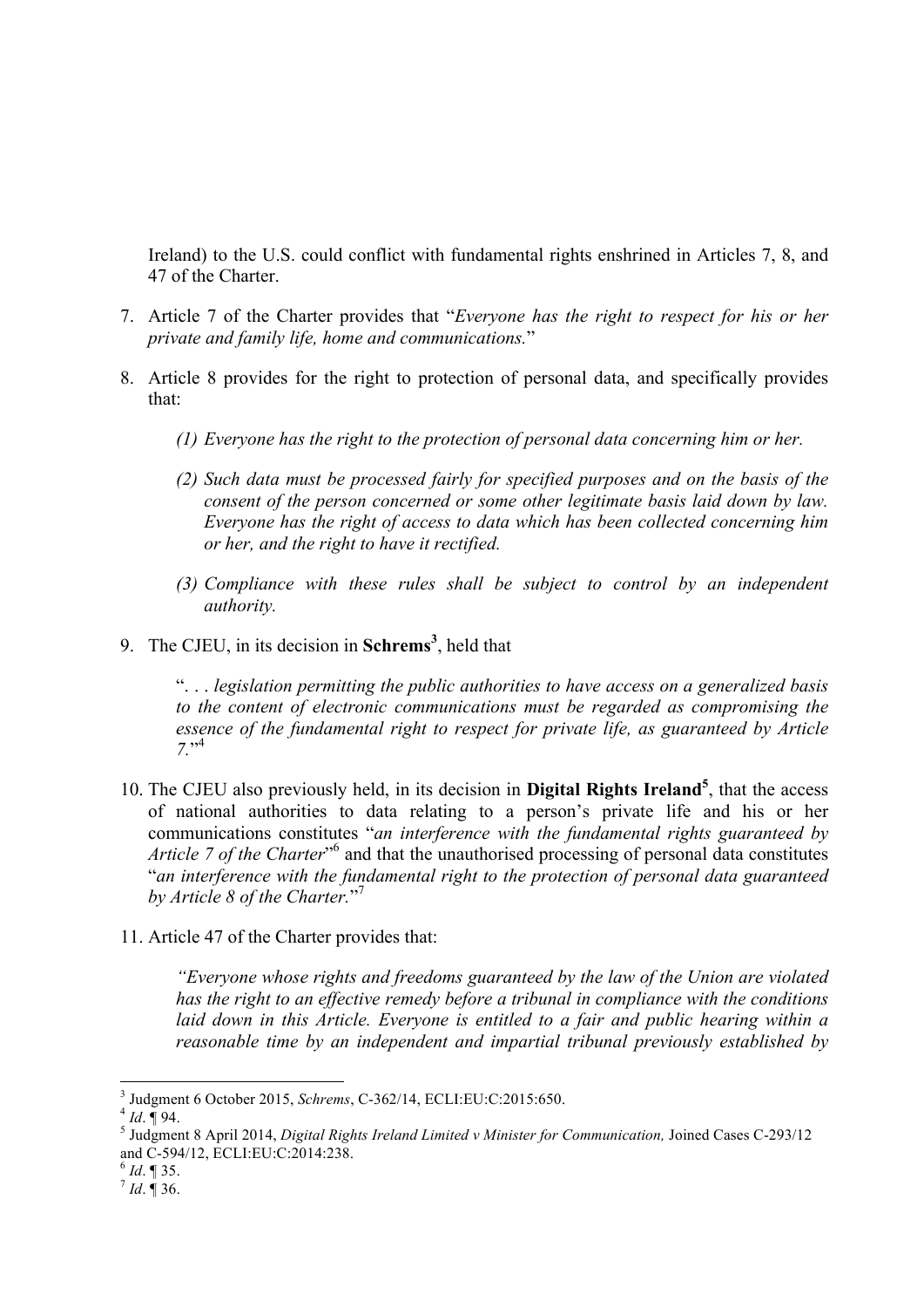Ireland) to the U.S. could conflict with fundamental rights enshrined in Articles 7, 8, and 47 of the Charter.

7. Article 7 of the Charter provides that "*Everyone has the right to respect for his or her private and family life, home and communications.*"

8. Article 8 provides for the right to protection of personal data, and specifically provides that:

   *(1) Everyone has the right to the protection of personal data concerning him or her.*

   *(2) Such data must be processed fairly for specified purposes and on the basis of the consent of the person concerned or some other legitimate basis laid down by law. Everyone has the right of access to data which has been collected concerning him or her, and the right to have it rectified.*

   *(3) Compliance with these rules shall be subject to control by an independent authority.*

9. The CJEU, in its decision in **Schrems**[3], held that

   ". . . *legislation permitting the public authorities to have access on a generalized basis to the content of electronic communications must be regarded as compromising the essence of the fundamental right to respect for private life, as guaranteed by Article 7.*"[4]

10. The CJEU also previously held, in its decision in **Digital Rights Ireland**[5], that the access of national authorities to data relating to a person's private life and his or her communications constitutes "*an interference with the fundamental rights guaranteed by Article 7 of the Charter*"[6] and that the unauthorised processing of personal data constitutes "*an interference with the fundamental right to the protection of personal data guaranteed by Article 8 of the Charter.*"[7]

11. Article 47 of the Charter provides that:

    *"Everyone whose rights and freedoms guaranteed by the law of the Union are violated has the right to an effective remedy before a tribunal in compliance with the conditions laid down in this Article. Everyone is entitled to a fair and public hearing within a reasonable time by an independent and impartial tribunal previously established by*

---

[3] Judgment 6 October 2015, *Schrems*, C-362/14, ECLI:EU:C:2015:650.

[4] *Id*. ¶ 94.

[5] Judgment 8 April 2014, *Digital Rights Ireland Limited v Minister for Communication,* Joined Cases C-293/12 and C-594/12, ECLI:EU:C:2014:238.

[6] *Id*. ¶ 35.

[7] *Id*. ¶ 36.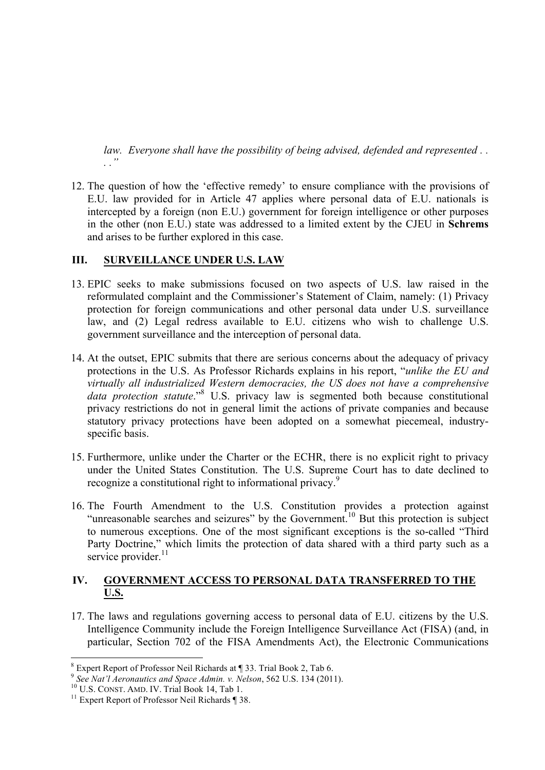*law. Everyone shall have the possibility of being advised, defended and represented . . . ."*

12. The question of how the 'effective remedy' to ensure compliance with the provisions of E.U. law provided for in Article 47 applies where personal data of E.U. nationals is intercepted by a foreign (non E.U.) government for foreign intelligence or other purposes in the other (non E.U.) state was addressed to a limited extent by the CJEU in **Schrems** and arises to be further explored in this case.

## III. SURVEILLANCE UNDER U.S. LAW

13. EPIC seeks to make submissions focused on two aspects of U.S. law raised in the reformulated complaint and the Commissioner's Statement of Claim, namely: (1) Privacy protection for foreign communications and other personal data under U.S. surveillance law, and (2) Legal redress available to E.U. citizens who wish to challenge U.S. government surveillance and the interception of personal data.

14. At the outset, EPIC submits that there are serious concerns about the adequacy of privacy protections in the U.S. As Professor Richards explains in his report, "*unlike the EU and virtually all industrialized Western democracies, the US does not have a comprehensive data protection statute*."[8] U.S. privacy law is segmented both because constitutional privacy restrictions do not in general limit the actions of private companies and because statutory privacy protections have been adopted on a somewhat piecemeal, industry-specific basis.

15. Furthermore, unlike under the Charter or the ECHR, there is no explicit right to privacy under the United States Constitution. The U.S. Supreme Court has to date declined to recognize a constitutional right to informational privacy.[9]

16. The Fourth Amendment to the U.S. Constitution provides a protection against "unreasonable searches and seizures" by the Government.[10] But this protection is subject to numerous exceptions. One of the most significant exceptions is the so-called "Third Party Doctrine," which limits the protection of data shared with a third party such as a service provider.[11]

## IV. GOVERNMENT ACCESS TO PERSONAL DATA TRANSFERRED TO THE U.S.

17. The laws and regulations governing access to personal data of E.U. citizens by the U.S. Intelligence Community include the Foreign Intelligence Surveillance Act (FISA) (and, in particular, Section 702 of the FISA Amendments Act), the Electronic Communications

---

[8] Expert Report of Professor Neil Richards at ¶ 33. Trial Book 2, Tab 6.

[9] *See Nat'l Aeronautics and Space Admin. v. Nelson*, 562 U.S. 134 (2011).

[10] U.S. CONST. AMD. IV. Trial Book 14, Tab 1.

[11] Expert Report of Professor Neil Richards ¶ 38.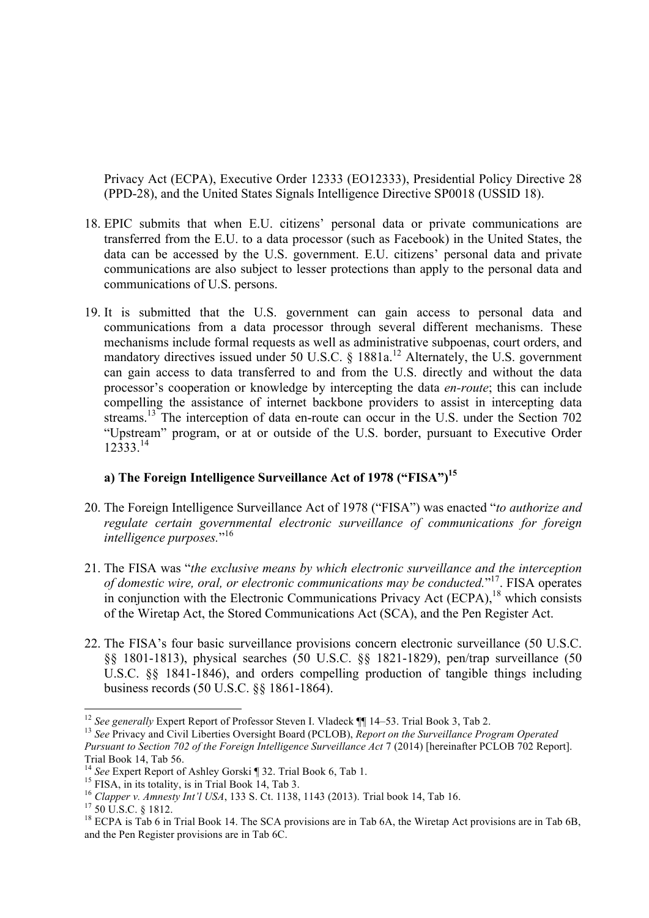Privacy Act (ECPA), Executive Order 12333 (EO12333), Presidential Policy Directive 28 (PPD-28), and the United States Signals Intelligence Directive SP0018 (USSID 18).

18. EPIC submits that when E.U. citizens' personal data or private communications are transferred from the E.U. to a data processor (such as Facebook) in the United States, the data can be accessed by the U.S. government. E.U. citizens' personal data and private communications are also subject to lesser protections than apply to the personal data and communications of U.S. persons.

19. It is submitted that the U.S. government can gain access to personal data and communications from a data processor through several different mechanisms. These mechanisms include formal requests as well as administrative subpoenas, court orders, and mandatory directives issued under 50 U.S.C. § 1881a.[12] Alternately, the U.S. government can gain access to data transferred to and from the U.S. directly and without the data processor's cooperation or knowledge by intercepting the data *en-route*; this can include compelling the assistance of internet backbone providers to assist in intercepting data streams.[13] The interception of data en-route can occur in the U.S. under the Section 702 "Upstream" program, or at or outside of the U.S. border, pursuant to Executive Order 12333.[14]

**a) The Foreign Intelligence Surveillance Act of 1978 ("FISA")[15]**

20. The Foreign Intelligence Surveillance Act of 1978 ("FISA") was enacted "*to authorize and regulate certain governmental electronic surveillance of communications for foreign intelligence purposes.*"[16]

21. The FISA was "*the exclusive means by which electronic surveillance and the interception of domestic wire, oral, or electronic communications may be conducted.*"[17]. FISA operates in conjunction with the Electronic Communications Privacy Act (ECPA),[18] which consists of the Wiretap Act, the Stored Communications Act (SCA), and the Pen Register Act.

22. The FISA's four basic surveillance provisions concern electronic surveillance (50 U.S.C. §§ 1801-1813), physical searches (50 U.S.C. §§ 1821-1829), pen/trap surveillance (50 U.S.C. §§ 1841-1846), and orders compelling production of tangible things including business records (50 U.S.C. §§ 1861-1864).

---

[12] *See generally* Expert Report of Professor Steven I. Vladeck ¶¶ 14–53. Trial Book 3, Tab 2.

[13] *See* Privacy and Civil Liberties Oversight Board (PCLOB), *Report on the Surveillance Program Operated Pursuant to Section 702 of the Foreign Intelligence Surveillance Act* 7 (2014) [hereinafter PCLOB 702 Report]. Trial Book 14, Tab 56.

[14] *See* Expert Report of Ashley Gorski ¶ 32. Trial Book 6, Tab 1.

[15] FISA, in its totality, is in Trial Book 14, Tab 3.

[16] *Clapper v. Amnesty Int'l USA*, 133 S. Ct. 1138, 1143 (2013). Trial book 14, Tab 16.

[17] 50 U.S.C. § 1812.

[18] ECPA is Tab 6 in Trial Book 14. The SCA provisions are in Tab 6A, the Wiretap Act provisions are in Tab 6B, and the Pen Register provisions are in Tab 6C.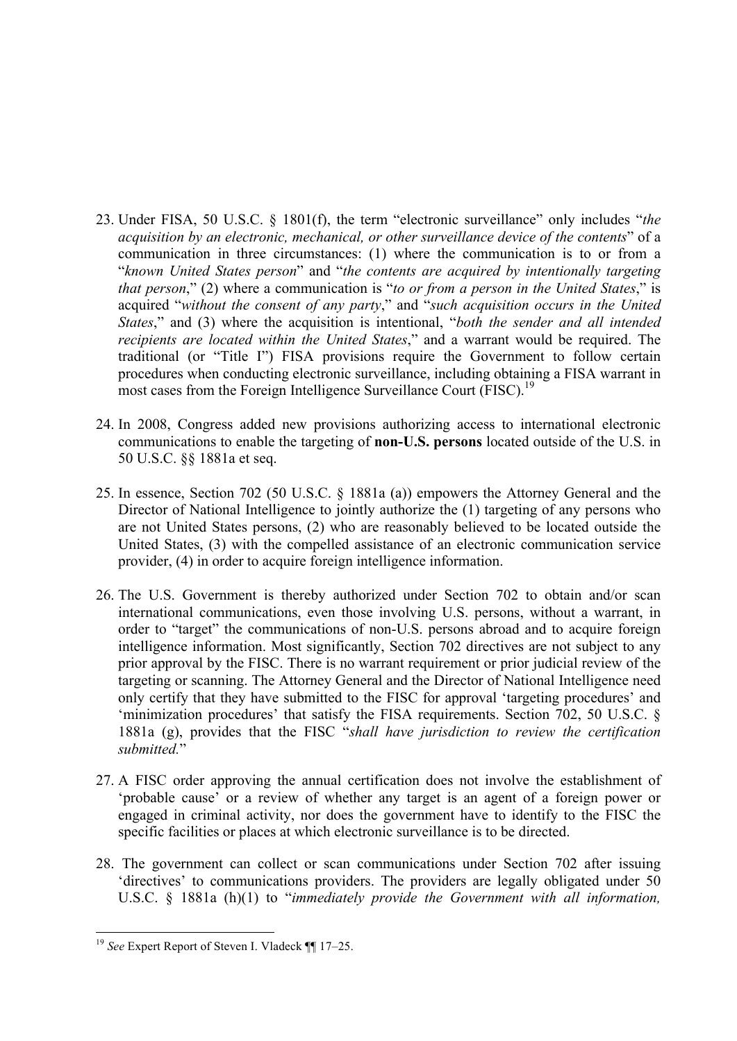23. Under FISA, 50 U.S.C. § 1801(f), the term "electronic surveillance" only includes "*the acquisition by an electronic, mechanical, or other surveillance device of the contents*" of a communication in three circumstances: (1) where the communication is to or from a "*known United States person*" and "*the contents are acquired by intentionally targeting that person*," (2) where a communication is "*to or from a person in the United States*," is acquired "*without the consent of any party*," and "*such acquisition occurs in the United States*," and (3) where the acquisition is intentional, "*both the sender and all intended recipients are located within the United States*," and a warrant would be required. The traditional (or "Title I") FISA provisions require the Government to follow certain procedures when conducting electronic surveillance, including obtaining a FISA warrant in most cases from the Foreign Intelligence Surveillance Court (FISC).[19]

24. In 2008, Congress added new provisions authorizing access to international electronic communications to enable the targeting of **non-U.S. persons** located outside of the U.S. in 50 U.S.C. §§ 1881a et seq.

25. In essence, Section 702 (50 U.S.C. § 1881a (a)) empowers the Attorney General and the Director of National Intelligence to jointly authorize the (1) targeting of any persons who are not United States persons, (2) who are reasonably believed to be located outside the United States, (3) with the compelled assistance of an electronic communication service provider, (4) in order to acquire foreign intelligence information.

26. The U.S. Government is thereby authorized under Section 702 to obtain and/or scan international communications, even those involving U.S. persons, without a warrant, in order to "target" the communications of non-U.S. persons abroad and to acquire foreign intelligence information. Most significantly, Section 702 directives are not subject to any prior approval by the FISC. There is no warrant requirement or prior judicial review of the targeting or scanning. The Attorney General and the Director of National Intelligence need only certify that they have submitted to the FISC for approval 'targeting procedures' and 'minimization procedures' that satisfy the FISA requirements. Section 702, 50 U.S.C. § 1881a (g), provides that the FISC "*shall have jurisdiction to review the certification submitted.*"

27. A FISC order approving the annual certification does not involve the establishment of 'probable cause' or a review of whether any target is an agent of a foreign power or engaged in criminal activity, nor does the government have to identify to the FISC the specific facilities or places at which electronic surveillance is to be directed.

28. The government can collect or scan communications under Section 702 after issuing 'directives' to communications providers. The providers are legally obligated under 50 U.S.C. § 1881a (h)(1) to "*immediately provide the Government with all information,*

---

[19] *See* Expert Report of Steven I. Vladeck ¶¶ 17–25.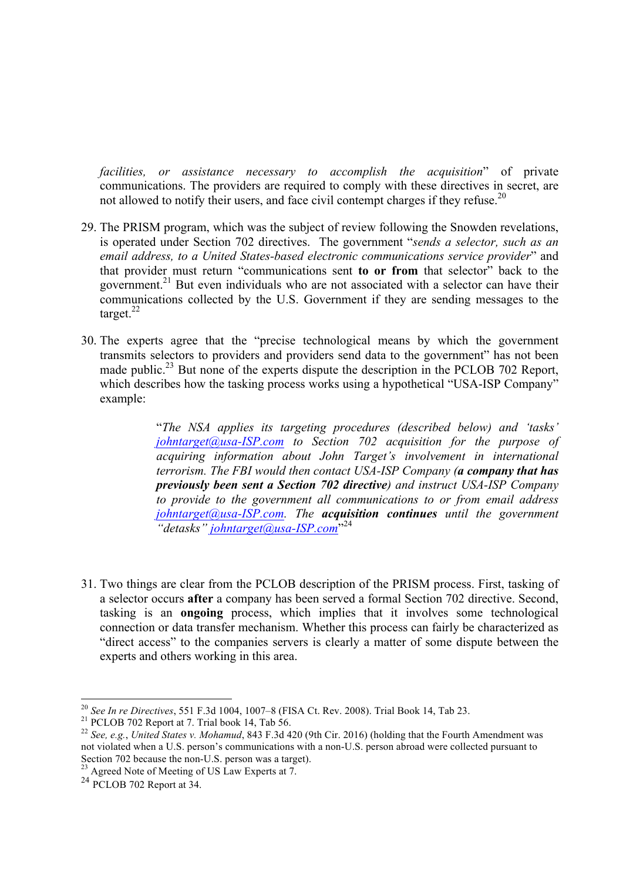*facilities, or assistance necessary to accomplish the acquisition*" of private communications. The providers are required to comply with these directives in secret, are not allowed to notify their users, and face civil contempt charges if they refuse.[20]

29. The PRISM program, which was the subject of review following the Snowden revelations, is operated under Section 702 directives. The government "*sends a selector, such as an email address, to a United States-based electronic communications service provider*" and that provider must return "communications sent **to or from** that selector" back to the government.[21] But even individuals who are not associated with a selector can have their communications collected by the U.S. Government if they are sending messages to the target.[22]

30. The experts agree that the "precise technological means by which the government transmits selectors to providers and providers send data to the government" has not been made public.[23] But none of the experts dispute the description in the PCLOB 702 Report, which describes how the tasking process works using a hypothetical "USA-ISP Company" example:

> "*The NSA applies its targeting procedures (described below) and 'tasks' johntarget@usa-ISP.com to Section 702 acquisition for the purpose of acquiring information about John Target's involvement in international terrorism. The FBI would then contact USA-ISP Company (**a company that has previously been sent a Section 702 directive**) and instruct USA-ISP Company to provide to the government all communications to or from email address johntarget@usa-ISP.com. The **acquisition continues** until the government "detasks" johntarget@usa-ISP.com*"[24]

31. Two things are clear from the PCLOB description of the PRISM process. First, tasking of a selector occurs **after** a company has been served a formal Section 702 directive. Second, tasking is an **ongoing** process, which implies that it involves some technological connection or data transfer mechanism. Whether this process can fairly be characterized as "direct access" to the companies servers is clearly a matter of some dispute between the experts and others working in this area.

---

[20] *See In re Directives*, 551 F.3d 1004, 1007–8 (FISA Ct. Rev. 2008). Trial Book 14, Tab 23.

[21] PCLOB 702 Report at 7. Trial book 14, Tab 56.

[22] *See, e.g.*, *United States v. Mohamud*, 843 F.3d 420 (9th Cir. 2016) (holding that the Fourth Amendment was not violated when a U.S. person's communications with a non-U.S. person abroad were collected pursuant to Section 702 because the non-U.S. person was a target).

[23] Agreed Note of Meeting of US Law Experts at 7.

[24] PCLOB 702 Report at 34.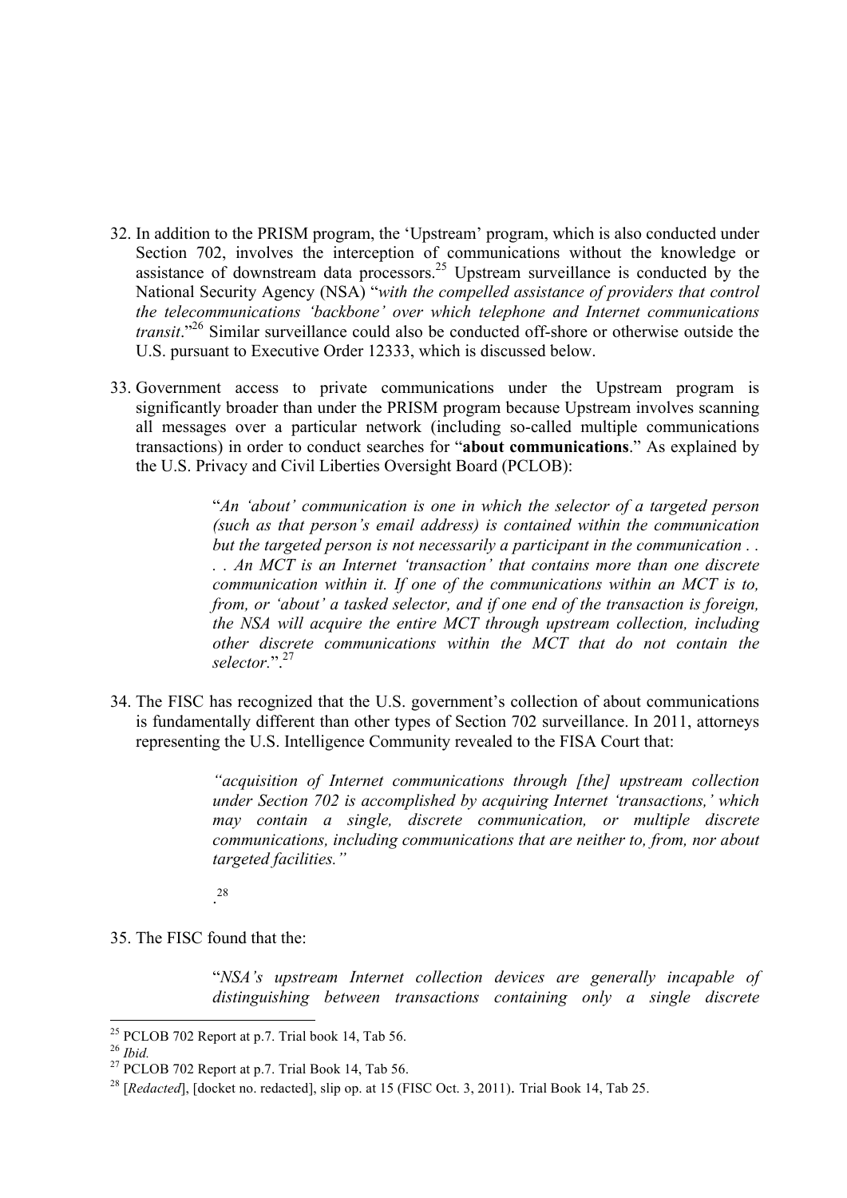32. In addition to the PRISM program, the 'Upstream' program, which is also conducted under Section 702, involves the interception of communications without the knowledge or assistance of downstream data processors.[25] Upstream surveillance is conducted by the National Security Agency (NSA) "*with the compelled assistance of providers that control the telecommunications 'backbone' over which telephone and Internet communications transit*."[26] Similar surveillance could also be conducted off-shore or otherwise outside the U.S. pursuant to Executive Order 12333, which is discussed below.

33. Government access to private communications under the Upstream program is significantly broader than under the PRISM program because Upstream involves scanning all messages over a particular network (including so-called multiple communications transactions) in order to conduct searches for "**about communications**." As explained by the U.S. Privacy and Civil Liberties Oversight Board (PCLOB):

> "*An 'about' communication is one in which the selector of a targeted person (such as that person's email address) is contained within the communication but the targeted person is not necessarily a participant in the communication . . . . An MCT is an Internet 'transaction' that contains more than one discrete communication within it. If one of the communications within an MCT is to, from, or 'about' a tasked selector, and if one end of the transaction is foreign, the NSA will acquire the entire MCT through upstream collection, including other discrete communications within the MCT that do not contain the selector.*".[27]

34. The FISC has recognized that the U.S. government's collection of about communications is fundamentally different than other types of Section 702 surveillance. In 2011, attorneys representing the U.S. Intelligence Community revealed to the FISA Court that:

> *"acquisition of Internet communications through [the] upstream collection under Section 702 is accomplished by acquiring Internet 'transactions,' which may contain a single, discrete communication, or multiple discrete communications, including communications that are neither to, from, nor about targeted facilities."*
>
> .[28]

35. The FISC found that the:

> "*NSA's upstream Internet collection devices are generally incapable of distinguishing between transactions containing only a single discrete*

---

[25] PCLOB 702 Report at p.7. Trial book 14, Tab 56.

[26] *Ibid.*

[27] PCLOB 702 Report at p.7. Trial Book 14, Tab 56.

[28] [*Redacted*], [docket no. redacted], slip op. at 15 (FISC Oct. 3, 2011). Trial Book 14, Tab 25.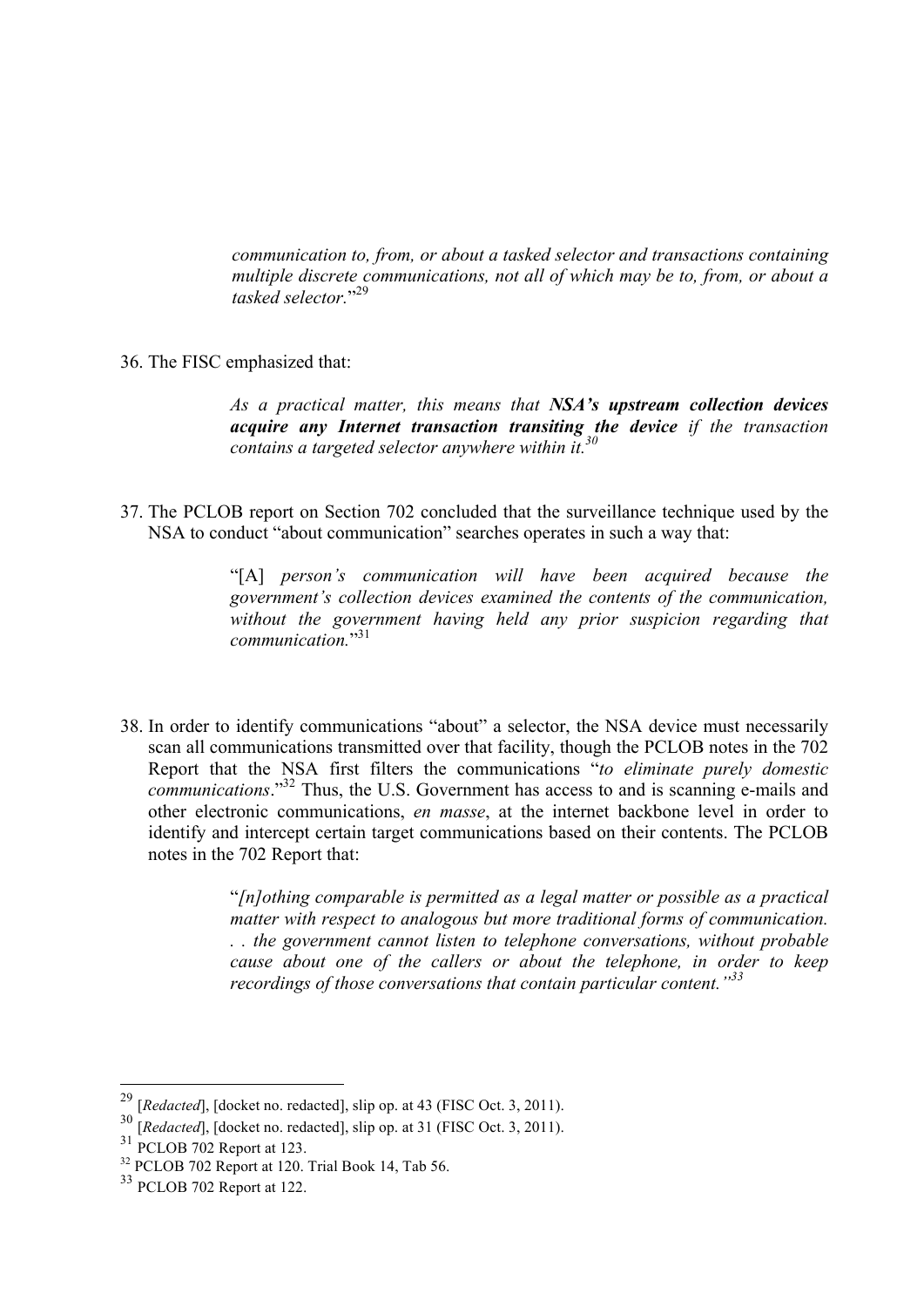> *communication to, from, or about a tasked selector and transactions containing multiple discrete communications, not all of which may be to, from, or about a tasked selector.*"[29]

36. The FISC emphasized that:

> *As a practical matter, this means that **NSA's upstream collection devices acquire any Internet transaction transiting the device** if the transaction contains a targeted selector anywhere within it.*[30]

37. The PCLOB report on Section 702 concluded that the surveillance technique used by the NSA to conduct "about communication" searches operates in such a way that:

> "[A] *person's communication will have been acquired because the government's collection devices examined the contents of the communication, without the government having held any prior suspicion regarding that communication.*"[31]

38. In order to identify communications "about" a selector, the NSA device must necessarily scan all communications transmitted over that facility, though the PCLOB notes in the 702 Report that the NSA first filters the communications "*to eliminate purely domestic communications*."[32] Thus, the U.S. Government has access to and is scanning e-mails and other electronic communications, *en masse*, at the internet backbone level in order to identify and intercept certain target communications based on their contents. The PCLOB notes in the 702 Report that:

> "*[n]othing comparable is permitted as a legal matter or possible as a practical matter with respect to analogous but more traditional forms of communication. . . the government cannot listen to telephone conversations, without probable cause about one of the callers or about the telephone, in order to keep recordings of those conversations that contain particular content."*[33]

---

[29] [*Redacted*], [docket no. redacted], slip op. at 43 (FISC Oct. 3, 2011).

[30] [*Redacted*], [docket no. redacted], slip op. at 31 (FISC Oct. 3, 2011).

[31] PCLOB 702 Report at 123.

[32] PCLOB 702 Report at 120. Trial Book 14, Tab 56.

[33] PCLOB 702 Report at 122.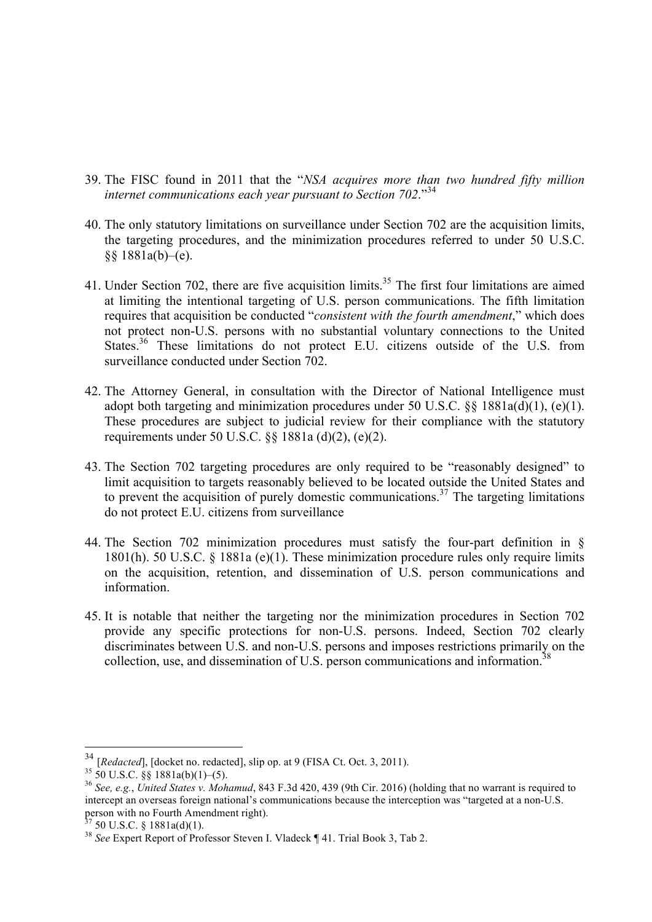39. The FISC found in 2011 that the "*NSA acquires more than two hundred fifty million internet communications each year pursuant to Section 702*."[34]

40. The only statutory limitations on surveillance under Section 702 are the acquisition limits, the targeting procedures, and the minimization procedures referred to under 50 U.S.C. §§ 1881a(b)–(e).

41. Under Section 702, there are five acquisition limits.[35] The first four limitations are aimed at limiting the intentional targeting of U.S. person communications. The fifth limitation requires that acquisition be conducted "*consistent with the fourth amendment*," which does not protect non-U.S. persons with no substantial voluntary connections to the United States.[36] These limitations do not protect E.U. citizens outside of the U.S. from surveillance conducted under Section 702.

42. The Attorney General, in consultation with the Director of National Intelligence must adopt both targeting and minimization procedures under 50 U.S.C. §§ 1881a(d)(1), (e)(1). These procedures are subject to judicial review for their compliance with the statutory requirements under 50 U.S.C. §§ 1881a (d)(2), (e)(2).

43. The Section 702 targeting procedures are only required to be "reasonably designed" to limit acquisition to targets reasonably believed to be located outside the United States and to prevent the acquisition of purely domestic communications.[37] The targeting limitations do not protect E.U. citizens from surveillance

44. The Section 702 minimization procedures must satisfy the four-part definition in § 1801(h). 50 U.S.C. § 1881a (e)(1). These minimization procedure rules only require limits on the acquisition, retention, and dissemination of U.S. person communications and information.

45. It is notable that neither the targeting nor the minimization procedures in Section 702 provide any specific protections for non-U.S. persons. Indeed, Section 702 clearly discriminates between U.S. and non-U.S. persons and imposes restrictions primarily on the collection, use, and dissemination of U.S. person communications and information.[38]

---

[34] [*Redacted*], [docket no. redacted], slip op. at 9 (FISA Ct. Oct. 3, 2011).

[35] 50 U.S.C. §§ 1881a(b)(1)–(5).

[36] *See, e.g.*, *United States v. Mohamud*, 843 F.3d 420, 439 (9th Cir. 2016) (holding that no warrant is required to intercept an overseas foreign national's communications because the interception was "targeted at a non-U.S. person with no Fourth Amendment right).

[37] 50 U.S.C. § 1881a(d)(1).

[38] *See* Expert Report of Professor Steven I. Vladeck ¶ 41. Trial Book 3, Tab 2.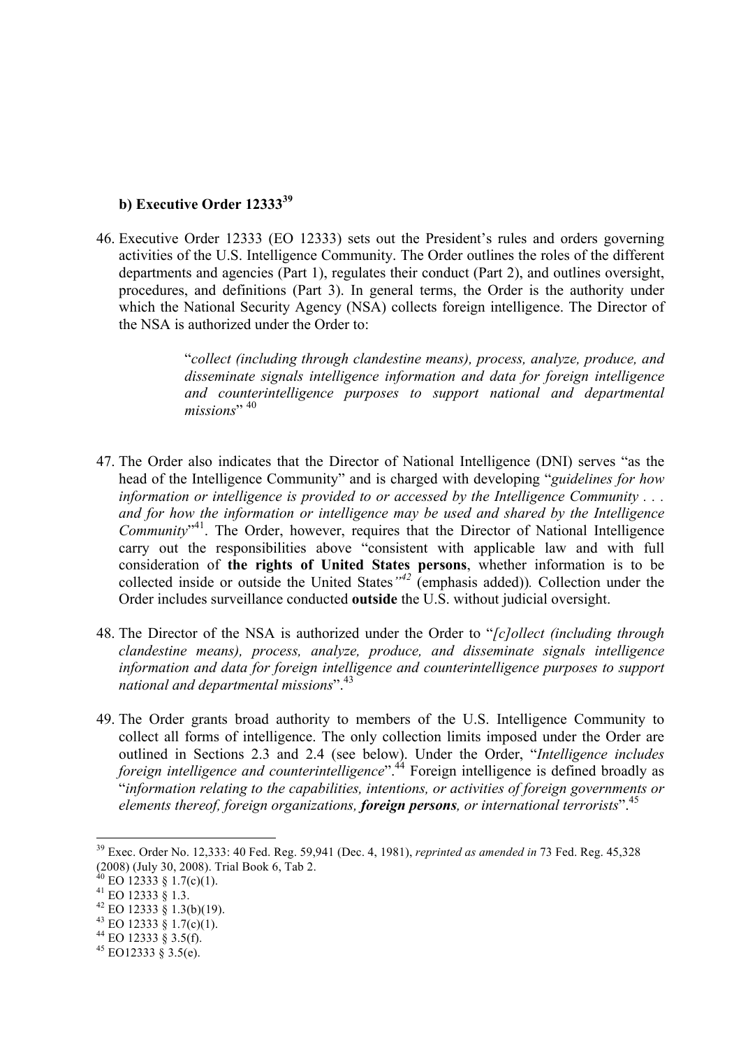### b) Executive Order 12333[39]

46. Executive Order 12333 (EO 12333) sets out the President's rules and orders governing activities of the U.S. Intelligence Community. The Order outlines the roles of the different departments and agencies (Part 1), regulates their conduct (Part 2), and outlines oversight, procedures, and definitions (Part 3). In general terms, the Order is the authority under which the National Security Agency (NSA) collects foreign intelligence. The Director of the NSA is authorized under the Order to:

> "*collect (including through clandestine means), process, analyze, produce, and disseminate signals intelligence information and data for foreign intelligence and counterintelligence purposes to support national and departmental missions*" [40]

47. The Order also indicates that the Director of National Intelligence (DNI) serves "as the head of the Intelligence Community" and is charged with developing "*guidelines for how information or intelligence is provided to or accessed by the Intelligence Community . . . and for how the information or intelligence may be used and shared by the Intelligence Community*"[41]. The Order, however, requires that the Director of National Intelligence carry out the responsibilities above "consistent with applicable law and with full consideration of **the rights of United States persons**, whether information is to be collected inside or outside the United States*"*[42] (emphasis added)). Collection under the Order includes surveillance conducted **outside** the U.S. without judicial oversight.

48. The Director of the NSA is authorized under the Order to "*[c]ollect (including through clandestine means), process, analyze, produce, and disseminate signals intelligence information and data for foreign intelligence and counterintelligence purposes to support national and departmental missions*".[43]

49. The Order grants broad authority to members of the U.S. Intelligence Community to collect all forms of intelligence. The only collection limits imposed under the Order are outlined in Sections 2.3 and 2.4 (see below). Under the Order, "*Intelligence includes foreign intelligence and counterintelligence*".[44] Foreign intelligence is defined broadly as "*information relating to the capabilities, intentions, or activities of foreign governments or elements thereof, foreign organizations, **foreign persons**, or international terrorists*".[45]

---

[39] Exec. Order No. 12,333: 40 Fed. Reg. 59,941 (Dec. 4, 1981), *reprinted as amended in* 73 Fed. Reg. 45,328 (2008) (July 30, 2008). Trial Book 6, Tab 2.

[40] EO 12333 § 1.7(c)(1).

[41] EO 12333 § 1.3.

[42] EO 12333 § 1.3(b)(19).

[43] EO 12333 § 1.7(c)(1).

[44] EO 12333 § 3.5(f).

[45] EO12333 § 3.5(e).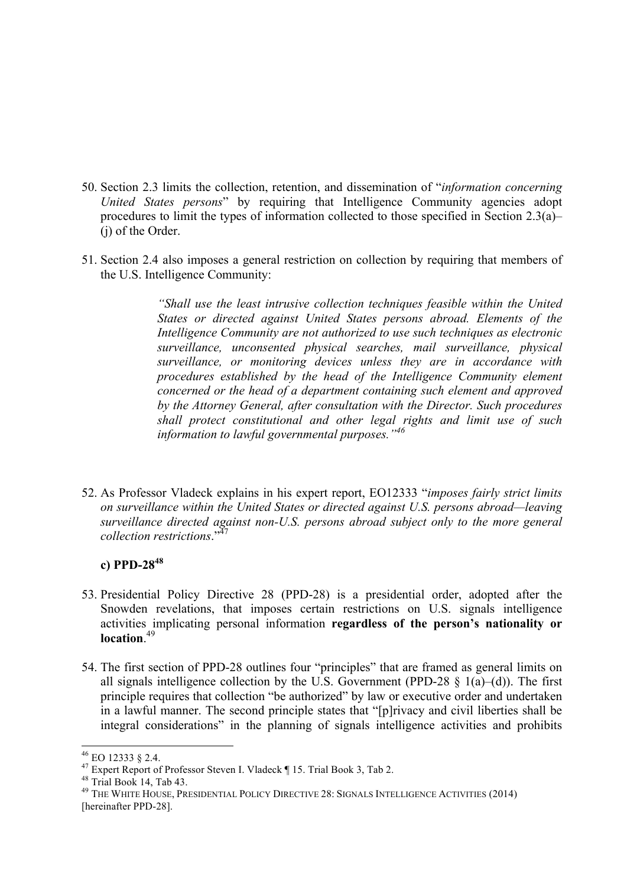50. Section 2.3 limits the collection, retention, and dissemination of "*information concerning United States persons*" by requiring that Intelligence Community agencies adopt procedures to limit the types of information collected to those specified in Section 2.3(a)–(j) of the Order.

51. Section 2.4 also imposes a general restriction on collection by requiring that members of the U.S. Intelligence Community:

> *"Shall use the least intrusive collection techniques feasible within the United States or directed against United States persons abroad. Elements of the Intelligence Community are not authorized to use such techniques as electronic surveillance, unconsented physical searches, mail surveillance, physical surveillance, or monitoring devices unless they are in accordance with procedures established by the head of the Intelligence Community element concerned or the head of a department containing such element and approved by the Attorney General, after consultation with the Director. Such procedures shall protect constitutional and other legal rights and limit use of such information to lawful governmental purposes."*[46]

52. As Professor Vladeck explains in his expert report, EO12333 "*imposes fairly strict limits on surveillance within the United States or directed against U.S. persons abroad—leaving surveillance directed against non-U.S. persons abroad subject only to the more general collection restrictions*."[47]

**c) PPD-28**[48]

53. Presidential Policy Directive 28 (PPD-28) is a presidential order, adopted after the Snowden revelations, that imposes certain restrictions on U.S. signals intelligence activities implicating personal information **regardless of the person's nationality or location**.[49]

54. The first section of PPD-28 outlines four "principles" that are framed as general limits on all signals intelligence collection by the U.S. Government (PPD-28 § 1(a)–(d)). The first principle requires that collection "be authorized" by law or executive order and undertaken in a lawful manner. The second principle states that "[p]rivacy and civil liberties shall be integral considerations" in the planning of signals intelligence activities and prohibits

---

[46] EO 12333 § 2.4.

[47] Expert Report of Professor Steven I. Vladeck ¶ 15. Trial Book 3, Tab 2.

[48] Trial Book 14, Tab 43.

[49] THE WHITE HOUSE, PRESIDENTIAL POLICY DIRECTIVE 28: SIGNALS INTELLIGENCE ACTIVITIES (2014) [hereinafter PPD-28].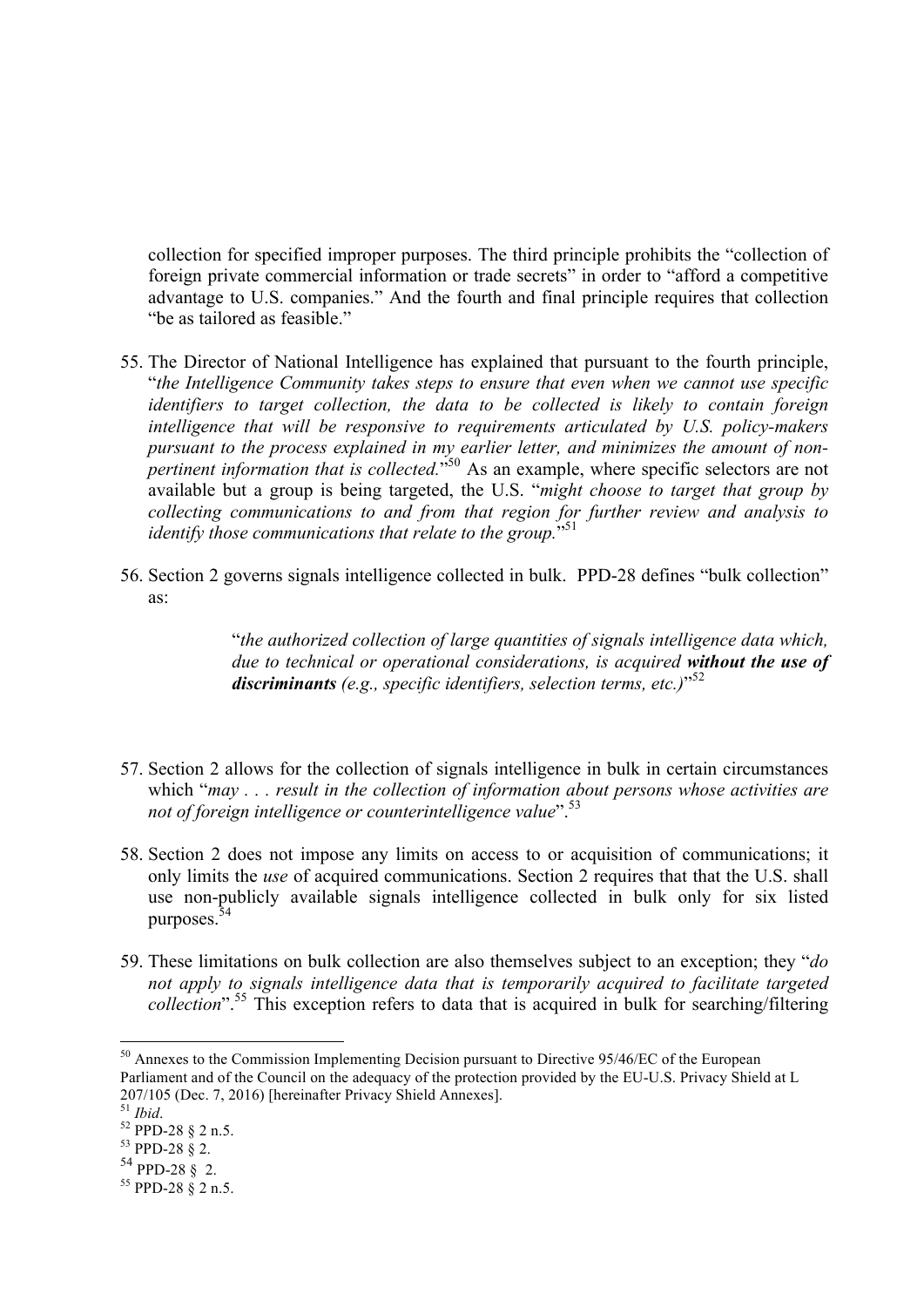collection for specified improper purposes. The third principle prohibits the "collection of foreign private commercial information or trade secrets" in order to "afford a competitive advantage to U.S. companies." And the fourth and final principle requires that collection "be as tailored as feasible."

55. The Director of National Intelligence has explained that pursuant to the fourth principle, "*the Intelligence Community takes steps to ensure that even when we cannot use specific identifiers to target collection, the data to be collected is likely to contain foreign intelligence that will be responsive to requirements articulated by U.S. policy-makers pursuant to the process explained in my earlier letter, and minimizes the amount of non-pertinent information that is collected.*"[50] As an example, where specific selectors are not available but a group is being targeted, the U.S. "*might choose to target that group by collecting communications to and from that region for further review and analysis to identify those communications that relate to the group.*"[51]

56. Section 2 governs signals intelligence collected in bulk. PPD-28 defines "bulk collection" as:

> "*the authorized collection of large quantities of signals intelligence data which, due to technical or operational considerations, is acquired* ***without the use of discriminants*** *(e.g., specific identifiers, selection terms, etc.)*"[52]

57. Section 2 allows for the collection of signals intelligence in bulk in certain circumstances which "*may . . . result in the collection of information about persons whose activities are not of foreign intelligence or counterintelligence value*".[53]

58. Section 2 does not impose any limits on access to or acquisition of communications; it only limits the *use* of acquired communications. Section 2 requires that that the U.S. shall use non-publicly available signals intelligence collected in bulk only for six listed purposes.[54]

59. These limitations on bulk collection are also themselves subject to an exception; they "*do not apply to signals intelligence data that is temporarily acquired to facilitate targeted collection*".[55] This exception refers to data that is acquired in bulk for searching/filtering

---

[50] Annexes to the Commission Implementing Decision pursuant to Directive 95/46/EC of the European Parliament and of the Council on the adequacy of the protection provided by the EU-U.S. Privacy Shield at L 207/105 (Dec. 7, 2016) [hereinafter Privacy Shield Annexes].

[51] *Ibid*.

[52] PPD-28 § 2 n.5.

[53] PPD-28 § 2.

[54] PPD-28 § 2.

[55] PPD-28 § 2 n.5.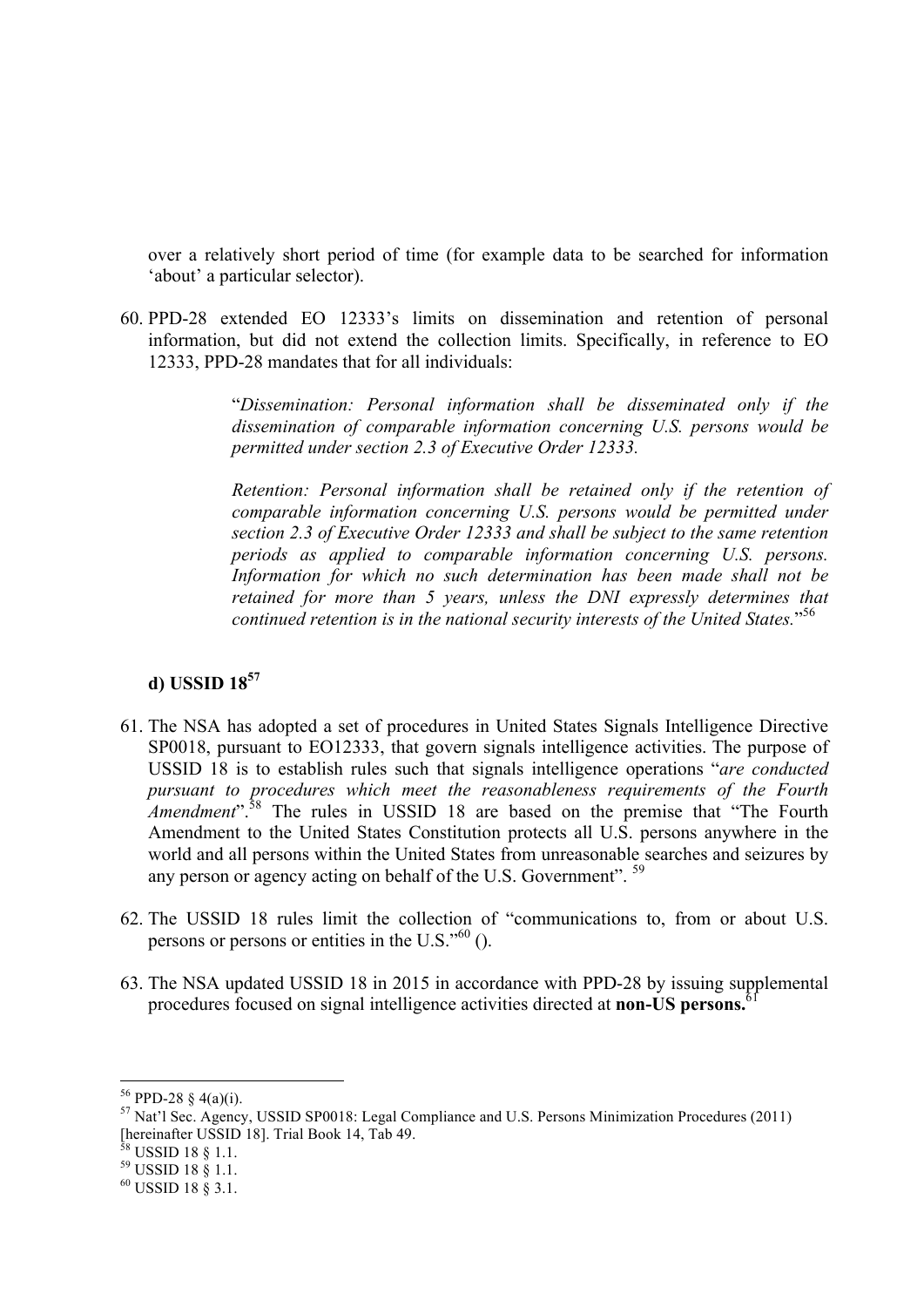over a relatively short period of time (for example data to be searched for information 'about' a particular selector).

60. PPD-28 extended EO 12333's limits on dissemination and retention of personal information, but did not extend the collection limits. Specifically, in reference to EO 12333, PPD-28 mandates that for all individuals:

> "*Dissemination: Personal information shall be disseminated only if the dissemination of comparable information concerning U.S. persons would be permitted under section 2.3 of Executive Order 12333.*
>
> *Retention: Personal information shall be retained only if the retention of comparable information concerning U.S. persons would be permitted under section 2.3 of Executive Order 12333 and shall be subject to the same retention periods as applied to comparable information concerning U.S. persons. Information for which no such determination has been made shall not be retained for more than 5 years, unless the DNI expressly determines that continued retention is in the national security interests of the United States.*"[56]

### d) USSID 18[57]

61. The NSA has adopted a set of procedures in United States Signals Intelligence Directive SP0018, pursuant to EO12333, that govern signals intelligence activities. The purpose of USSID 18 is to establish rules such that signals intelligence operations "*are conducted pursuant to procedures which meet the reasonableness requirements of the Fourth Amendment*".[58] The rules in USSID 18 are based on the premise that "The Fourth Amendment to the United States Constitution protects all U.S. persons anywhere in the world and all persons within the United States from unreasonable searches and seizures by any person or agency acting on behalf of the U.S. Government".[59]

62. The USSID 18 rules limit the collection of "communications to, from or about U.S. persons or persons or entities in the U.S."[60] ().

63. The NSA updated USSID 18 in 2015 in accordance with PPD-28 by issuing supplemental procedures focused on signal intelligence activities directed at **non-US persons.**[61]

---

[56] PPD-28 § 4(a)(i).

[57] Nat'l Sec. Agency, USSID SP0018: Legal Compliance and U.S. Persons Minimization Procedures (2011) [hereinafter USSID 18]. Trial Book 14, Tab 49.

[58] USSID 18 § 1.1.

[59] USSID 18 § 1.1.

[60] USSID 18 § 3.1.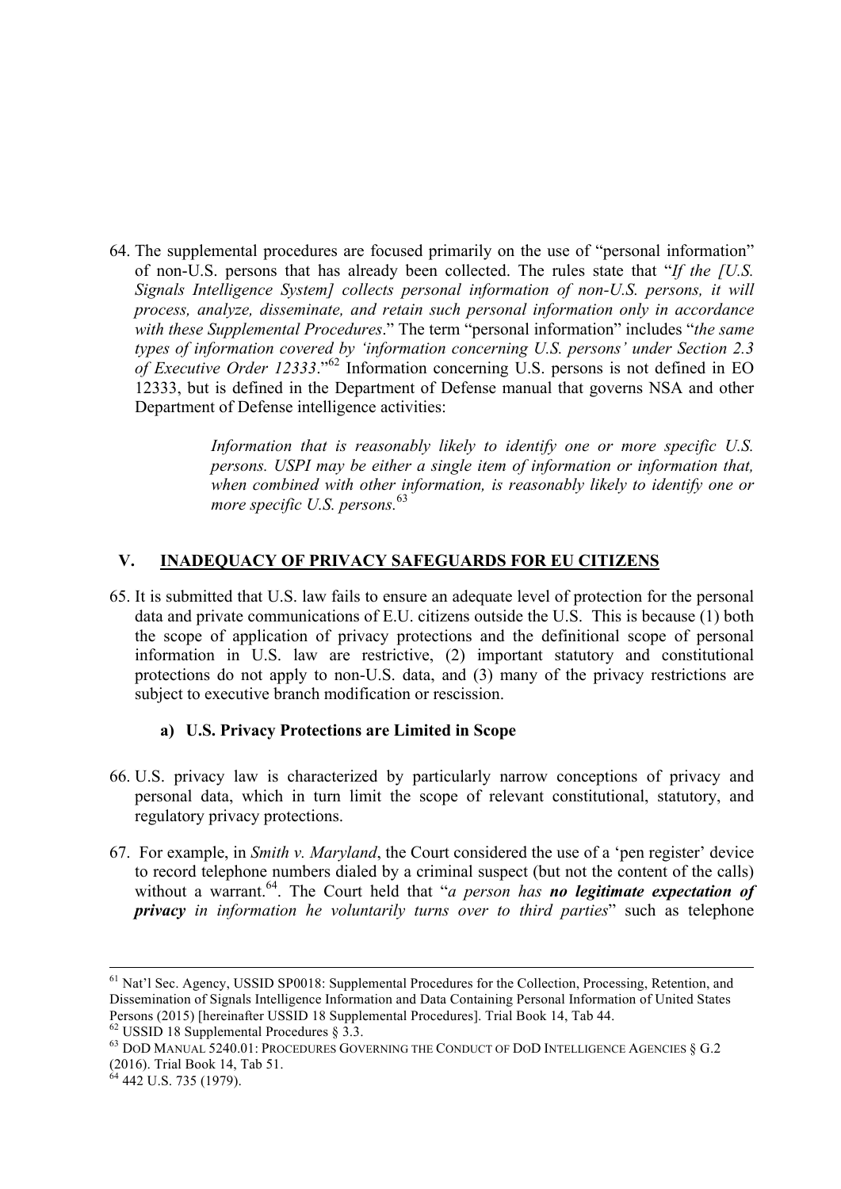64. The supplemental procedures are focused primarily on the use of "personal information" of non-U.S. persons that has already been collected. The rules state that "*If the [U.S. Signals Intelligence System] collects personal information of non-U.S. persons, it will process, analyze, disseminate, and retain such personal information only in accordance with these Supplemental Procedures*." The term "personal information" includes "*the same types of information covered by 'information concerning U.S. persons' under Section 2.3 of Executive Order 12333*."[62] Information concerning U.S. persons is not defined in EO 12333, but is defined in the Department of Defense manual that governs NSA and other Department of Defense intelligence activities:

> *Information that is reasonably likely to identify one or more specific U.S. persons. USPI may be either a single item of information or information that, when combined with other information, is reasonably likely to identify one or more specific U.S. persons.*[63]

## V. INADEQUACY OF PRIVACY SAFEGUARDS FOR EU CITIZENS

65. It is submitted that U.S. law fails to ensure an adequate level of protection for the personal data and private communications of E.U. citizens outside the U.S. This is because (1) both the scope of application of privacy protections and the definitional scope of personal information in U.S. law are restrictive, (2) important statutory and constitutional protections do not apply to non-U.S. data, and (3) many of the privacy restrictions are subject to executive branch modification or rescission.

### a) U.S. Privacy Protections are Limited in Scope

66. U.S. privacy law is characterized by particularly narrow conceptions of privacy and personal data, which in turn limit the scope of relevant constitutional, statutory, and regulatory privacy protections.

67. For example, in *Smith v. Maryland*, the Court considered the use of a 'pen register' device to record telephone numbers dialed by a criminal suspect (but not the content of the calls) without a warrant.[64]. The Court held that "*a person has **no legitimate expectation of privacy** in information he voluntarily turns over to third parties*" such as telephone

---

[61] Nat'l Sec. Agency, USSID SP0018: Supplemental Procedures for the Collection, Processing, Retention, and Dissemination of Signals Intelligence Information and Data Containing Personal Information of United States Persons (2015) [hereinafter USSID 18 Supplemental Procedures]. Trial Book 14, Tab 44.

[62] USSID 18 Supplemental Procedures § 3.3.

[63] DoD Manual 5240.01: Procedures Governing the Conduct of DoD Intelligence Agencies § G.2 (2016). Trial Book 14, Tab 51.

[64] 442 U.S. 735 (1979).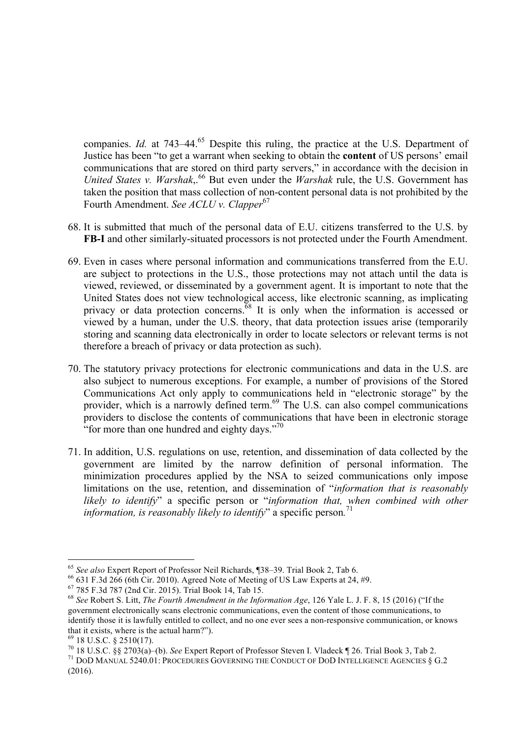companies. *Id.* at 743–44.[65] Despite this ruling, the practice at the U.S. Department of Justice has been "to get a warrant when seeking to obtain the **content** of US persons' email communications that are stored on third party servers," in accordance with the decision in *United States v. Warshak*,.[66] But even under the *Warshak* rule, the U.S. Government has taken the position that mass collection of non-content personal data is not prohibited by the Fourth Amendment. *See ACLU v. Clapper*[67]

68. It is submitted that much of the personal data of E.U. citizens transferred to the U.S. by **FB-I** and other similarly-situated processors is not protected under the Fourth Amendment.

69. Even in cases where personal information and communications transferred from the E.U. are subject to protections in the U.S., those protections may not attach until the data is viewed, reviewed, or disseminated by a government agent. It is important to note that the United States does not view technological access, like electronic scanning, as implicating privacy or data protection concerns.[68] It is only when the information is accessed or viewed by a human, under the U.S. theory, that data protection issues arise (temporarily storing and scanning data electronically in order to locate selectors or relevant terms is not therefore a breach of privacy or data protection as such).

70. The statutory privacy protections for electronic communications and data in the U.S. are also subject to numerous exceptions. For example, a number of provisions of the Stored Communications Act only apply to communications held in "electronic storage" by the provider, which is a narrowly defined term.[69] The U.S. can also compel communications providers to disclose the contents of communications that have been in electronic storage "for more than one hundred and eighty days."[70]

71. In addition, U.S. regulations on use, retention, and dissemination of data collected by the government are limited by the narrow definition of personal information. The minimization procedures applied by the NSA to seized communications only impose limitations on the use, retention, and dissemination of "*information that is reasonably likely to identify*" a specific person or "*information that, when combined with other information, is reasonably likely to identify*" a specific person*.*[71]

---

[65] *See also* Expert Report of Professor Neil Richards, ¶38–39. Trial Book 2, Tab 6.

[66] 631 F.3d 266 (6th Cir. 2010). Agreed Note of Meeting of US Law Experts at 24, #9.

[67] 785 F.3d 787 (2nd Cir. 2015). Trial Book 14, Tab 15.

[68] *See* Robert S. Litt, *The Fourth Amendment in the Information Age*, 126 Yale L. J. F. 8, 15 (2016) ("If the government electronically scans electronic communications, even the content of those communications, to identify those it is lawfully entitled to collect, and no one ever sees a non-responsive communication, or knows that it exists, where is the actual harm?").

[69] 18 U.S.C. § 2510(17).

[70] 18 U.S.C. §§ 2703(a)–(b). *See* Expert Report of Professor Steven I. Vladeck ¶ 26. Trial Book 3, Tab 2.

[71] DoD Manual 5240.01: Procedures Governing the Conduct of DoD Intelligence Agencies § G.2 (2016).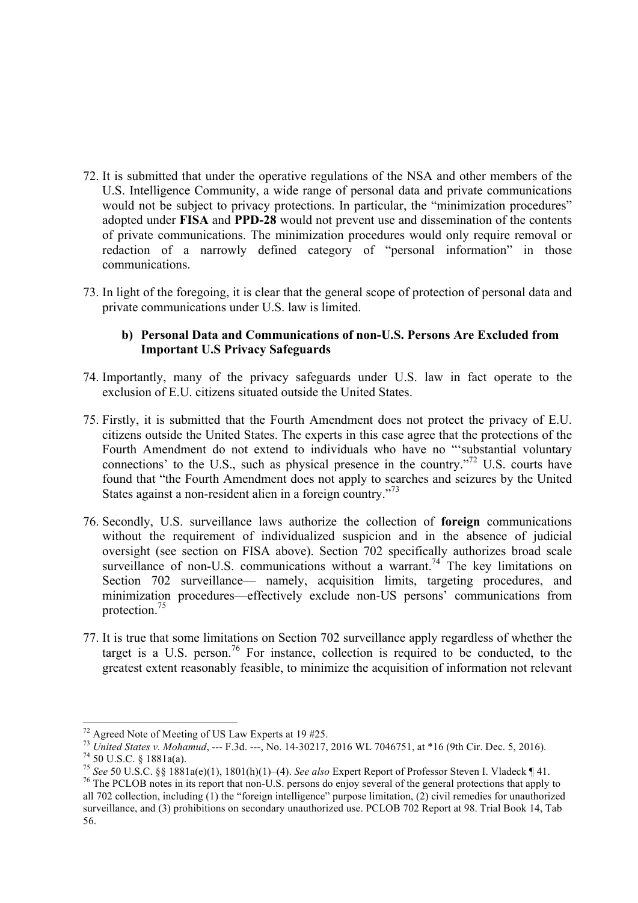72. It is submitted that under the operative regulations of the NSA and other members of the U.S. Intelligence Community, a wide range of personal data and private communications would not be subject to privacy protections. In particular, the "minimization procedures" adopted under **FISA** and **PPD-28** would not prevent use and dissemination of the contents of private communications. The minimization procedures would only require removal or redaction of a narrowly defined category of "personal information" in those communications.

73. In light of the foregoing, it is clear that the general scope of protection of personal data and private communications under U.S. law is limited.

### b) Personal Data and Communications of non-U.S. Persons Are Excluded from Important U.S Privacy Safeguards

74. Importantly, many of the privacy safeguards under U.S. law in fact operate to the exclusion of E.U. citizens situated outside the United States.

75. Firstly, it is submitted that the Fourth Amendment does not protect the privacy of E.U. citizens outside the United States. The experts in this case agree that the protections of the Fourth Amendment do not extend to individuals who have no "'substantial voluntary connections' to the U.S., such as physical presence in the country."[72] U.S. courts have found that "the Fourth Amendment does not apply to searches and seizures by the United States against a non-resident alien in a foreign country."[73]

76. Secondly, U.S. surveillance laws authorize the collection of **foreign** communications without the requirement of individualized suspicion and in the absence of judicial oversight (see section on FISA above). Section 702 specifically authorizes broad scale surveillance of non-U.S. communications without a warrant.[74] The key limitations on Section 702 surveillance— namely, acquisition limits, targeting procedures, and minimization procedures—effectively exclude non-US persons' communications from protection.[75]

77. It is true that some limitations on Section 702 surveillance apply regardless of whether the target is a U.S. person.[76] For instance, collection is required to be conducted, to the greatest extent reasonably feasible, to minimize the acquisition of information not relevant

---

[72] Agreed Note of Meeting of US Law Experts at 19 #25.

[73] *United States v. Mohamud*, --- F.3d. ---, No. 14-30217, 2016 WL 7046751, at *16 (9th Cir. Dec. 5, 2016).

[74] 50 U.S.C. § 1881a(a).

[75] *See* 50 U.S.C. §§ 1881a(e)(1), 1801(h)(1)–(4). *See also* Expert Report of Professor Steven I. Vladeck ¶ 41.

[76] The PCLOB notes in its report that non-U.S. persons do enjoy several of the general protections that apply to all 702 collection, including (1) the "foreign intelligence" purpose limitation, (2) civil remedies for unauthorized surveillance, and (3) prohibitions on secondary unauthorized use. PCLOB 702 Report at 98. Trial Book 14, Tab 56.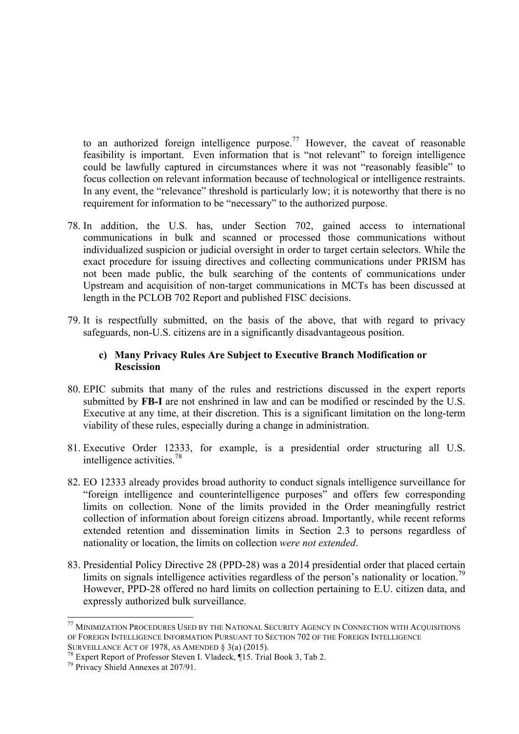to an authorized foreign intelligence purpose.[77] However, the caveat of reasonable feasibility is important. Even information that is "not relevant" to foreign intelligence could be lawfully captured in circumstances where it was not "reasonably feasible" to focus collection on relevant information because of technological or intelligence restraints. In any event, the "relevance" threshold is particularly low; it is noteworthy that there is no requirement for information to be "necessary" to the authorized purpose.

78. In addition, the U.S. has, under Section 702, gained access to international communications in bulk and scanned or processed those communications without individualized suspicion or judicial oversight in order to target certain selectors. While the exact procedure for issuing directives and collecting communications under PRISM has not been made public, the bulk searching of the contents of communications under Upstream and acquisition of non-target communications in MCTs has been discussed at length in the PCLOB 702 Report and published FISC decisions.

79. It is respectfully submitted, on the basis of the above, that with regard to privacy safeguards, non-U.S. citizens are in a significantly disadvantageous position.

### c) Many Privacy Rules Are Subject to Executive Branch Modification or Rescission

80. EPIC submits that many of the rules and restrictions discussed in the expert reports submitted by **FB-I** are not enshrined in law and can be modified or rescinded by the U.S. Executive at any time, at their discretion. This is a significant limitation on the long-term viability of these rules, especially during a change in administration.

81. Executive Order 12333, for example, is a presidential order structuring all U.S. intelligence activities.[78]

82. EO 12333 already provides broad authority to conduct signals intelligence surveillance for "foreign intelligence and counterintelligence purposes" and offers few corresponding limits on collection. None of the limits provided in the Order meaningfully restrict collection of information about foreign citizens abroad. Importantly, while recent reforms extended retention and dissemination limits in Section 2.3 to persons regardless of nationality or location, the limits on collection *were not extended*.

83. Presidential Policy Directive 28 (PPD-28) was a 2014 presidential order that placed certain limits on signals intelligence activities regardless of the person's nationality or location.[79] However, PPD-28 offered no hard limits on collection pertaining to E.U. citizen data, and expressly authorized bulk surveillance.

---

[77] MINIMIZATION PROCEDURES USED BY THE NATIONAL SECURITY AGENCY IN CONNECTION WITH ACQUISITIONS OF FOREIGN INTELLIGENCE INFORMATION PURSUANT TO SECTION 702 OF THE FOREIGN INTELLIGENCE SURVEILLANCE ACT OF 1978, AS AMENDED § 3(a) (2015).

[78] Expert Report of Professor Steven I. Vladeck, ¶15. Trial Book 3, Tab 2.

[79] Privacy Shield Annexes at 207/91.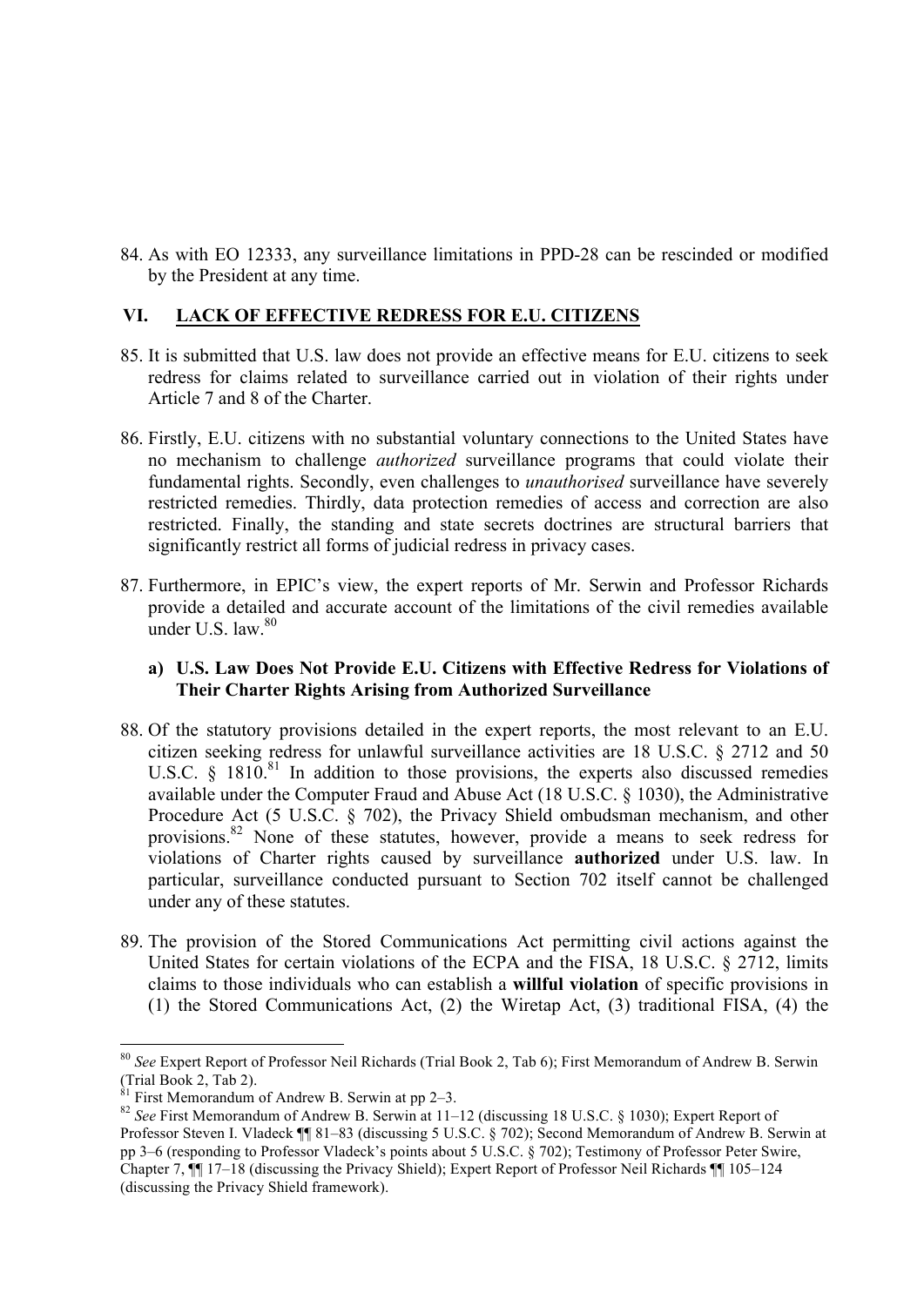84. As with EO 12333, any surveillance limitations in PPD-28 can be rescinded or modified by the President at any time.

## VI. LACK OF EFFECTIVE REDRESS FOR E.U. CITIZENS

85. It is submitted that U.S. law does not provide an effective means for E.U. citizens to seek redress for claims related to surveillance carried out in violation of their rights under Article 7 and 8 of the Charter.

86. Firstly, E.U. citizens with no substantial voluntary connections to the United States have no mechanism to challenge *authorized* surveillance programs that could violate their fundamental rights. Secondly, even challenges to *unauthorised* surveillance have severely restricted remedies. Thirdly, data protection remedies of access and correction are also restricted. Finally, the standing and state secrets doctrines are structural barriers that significantly restrict all forms of judicial redress in privacy cases.

87. Furthermore, in EPIC's view, the expert reports of Mr. Serwin and Professor Richards provide a detailed and accurate account of the limitations of the civil remedies available under U.S. law.[80]

### a) U.S. Law Does Not Provide E.U. Citizens with Effective Redress for Violations of Their Charter Rights Arising from Authorized Surveillance

88. Of the statutory provisions detailed in the expert reports, the most relevant to an E.U. citizen seeking redress for unlawful surveillance activities are 18 U.S.C. § 2712 and 50 U.S.C. § 1810.[81] In addition to those provisions, the experts also discussed remedies available under the Computer Fraud and Abuse Act (18 U.S.C. § 1030), the Administrative Procedure Act (5 U.S.C. § 702), the Privacy Shield ombudsman mechanism, and other provisions.[82] None of these statutes, however, provide a means to seek redress for violations of Charter rights caused by surveillance **authorized** under U.S. law. In particular, surveillance conducted pursuant to Section 702 itself cannot be challenged under any of these statutes.

89. The provision of the Stored Communications Act permitting civil actions against the United States for certain violations of the ECPA and the FISA, 18 U.S.C. § 2712, limits claims to those individuals who can establish a **willful violation** of specific provisions in (1) the Stored Communications Act, (2) the Wiretap Act, (3) traditional FISA, (4) the

---

[80] *See* Expert Report of Professor Neil Richards (Trial Book 2, Tab 6); First Memorandum of Andrew B. Serwin (Trial Book 2, Tab 2).

[81] First Memorandum of Andrew B. Serwin at pp 2–3.

[82] *See* First Memorandum of Andrew B. Serwin at 11–12 (discussing 18 U.S.C. § 1030); Expert Report of Professor Steven I. Vladeck ¶¶ 81–83 (discussing 5 U.S.C. § 702); Second Memorandum of Andrew B. Serwin at pp 3–6 (responding to Professor Vladeck's points about 5 U.S.C. § 702); Testimony of Professor Peter Swire, Chapter 7, ¶¶ 17–18 (discussing the Privacy Shield); Expert Report of Professor Neil Richards ¶¶ 105–124 (discussing the Privacy Shield framework).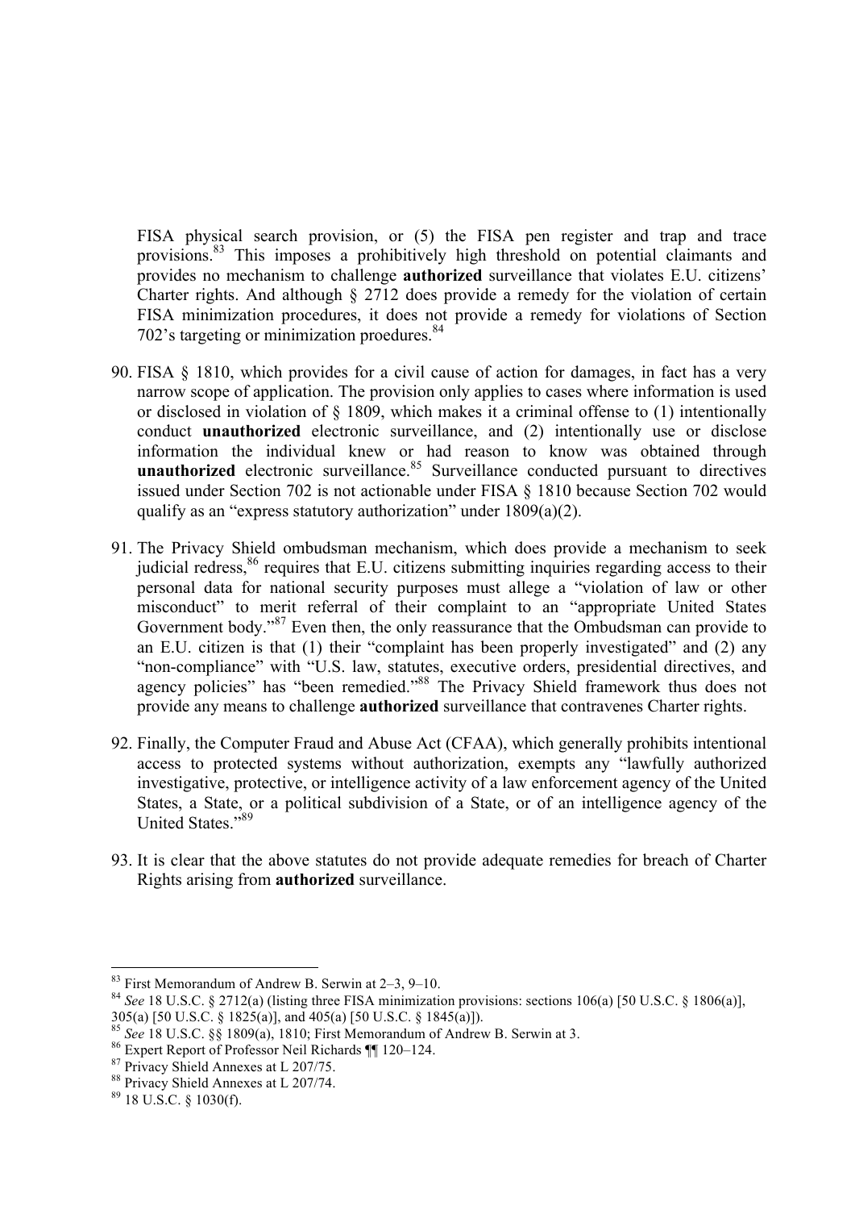FISA physical search provision, or (5) the FISA pen register and trap and trace provisions.[83] This imposes a prohibitively high threshold on potential claimants and provides no mechanism to challenge **authorized** surveillance that violates E.U. citizens' Charter rights. And although § 2712 does provide a remedy for the violation of certain FISA minimization procedures, it does not provide a remedy for violations of Section 702's targeting or minimization proedures.[84]

90. FISA § 1810, which provides for a civil cause of action for damages, in fact has a very narrow scope of application. The provision only applies to cases where information is used or disclosed in violation of § 1809, which makes it a criminal offense to (1) intentionally conduct **unauthorized** electronic surveillance, and (2) intentionally use or disclose information the individual knew or had reason to know was obtained through **unauthorized** electronic surveillance.[85] Surveillance conducted pursuant to directives issued under Section 702 is not actionable under FISA § 1810 because Section 702 would qualify as an "express statutory authorization" under 1809(a)(2).

91. The Privacy Shield ombudsman mechanism, which does provide a mechanism to seek judicial redress,[86] requires that E.U. citizens submitting inquiries regarding access to their personal data for national security purposes must allege a "violation of law or other misconduct" to merit referral of their complaint to an "appropriate United States Government body."[87] Even then, the only reassurance that the Ombudsman can provide to an E.U. citizen is that (1) their "complaint has been properly investigated" and (2) any "non-compliance" with "U.S. law, statutes, executive orders, presidential directives, and agency policies" has "been remedied."[88] The Privacy Shield framework thus does not provide any means to challenge **authorized** surveillance that contravenes Charter rights.

92. Finally, the Computer Fraud and Abuse Act (CFAA), which generally prohibits intentional access to protected systems without authorization, exempts any "lawfully authorized investigative, protective, or intelligence activity of a law enforcement agency of the United States, a State, or a political subdivision of a State, or of an intelligence agency of the United States."[89]

93. It is clear that the above statutes do not provide adequate remedies for breach of Charter Rights arising from **authorized** surveillance.

---

[83] First Memorandum of Andrew B. Serwin at 2–3, 9–10.

[84] *See* 18 U.S.C. § 2712(a) (listing three FISA minimization provisions: sections 106(a) [50 U.S.C. § 1806(a)], 305(a) [50 U.S.C. § 1825(a)], and 405(a) [50 U.S.C. § 1845(a)]).

[85] *See* 18 U.S.C. §§ 1809(a), 1810; First Memorandum of Andrew B. Serwin at 3.

[86] Expert Report of Professor Neil Richards ¶¶ 120–124.

[87] Privacy Shield Annexes at L 207/75.

[88] Privacy Shield Annexes at L 207/74.

[89] 18 U.S.C. § 1030(f).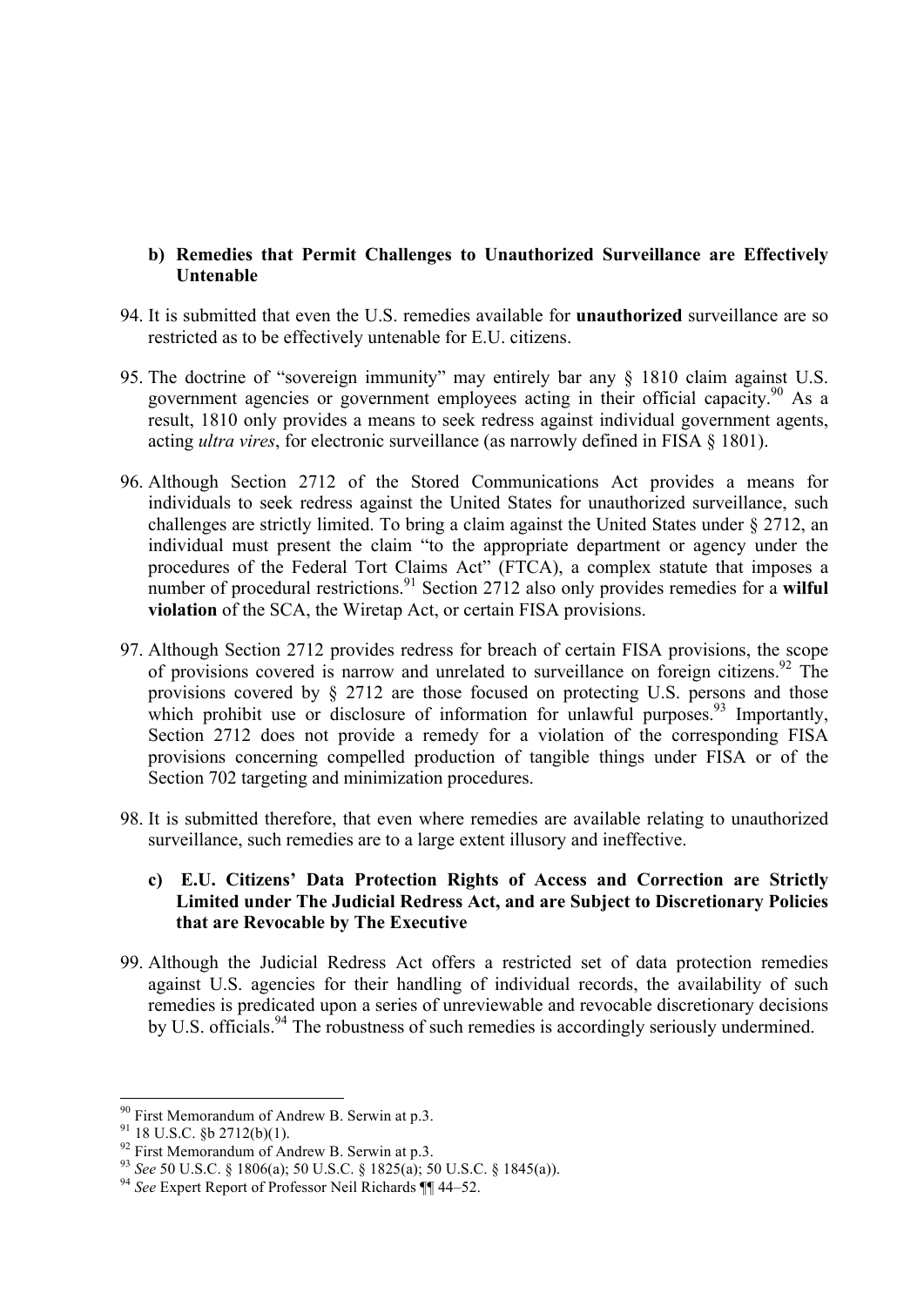**b) Remedies that Permit Challenges to Unauthorized Surveillance are Effectively Untenable**

94. It is submitted that even the U.S. remedies available for **unauthorized** surveillance are so restricted as to be effectively untenable for E.U. citizens.

95. The doctrine of "sovereign immunity" may entirely bar any § 1810 claim against U.S. government agencies or government employees acting in their official capacity.[90] As a result, 1810 only provides a means to seek redress against individual government agents, acting *ultra vires*, for electronic surveillance (as narrowly defined in FISA § 1801).

96. Although Section 2712 of the Stored Communications Act provides a means for individuals to seek redress against the United States for unauthorized surveillance, such challenges are strictly limited. To bring a claim against the United States under § 2712, an individual must present the claim "to the appropriate department or agency under the procedures of the Federal Tort Claims Act" (FTCA), a complex statute that imposes a number of procedural restrictions.[91] Section 2712 also only provides remedies for a **wilful violation** of the SCA, the Wiretap Act, or certain FISA provisions.

97. Although Section 2712 provides redress for breach of certain FISA provisions, the scope of provisions covered is narrow and unrelated to surveillance on foreign citizens.[92] The provisions covered by § 2712 are those focused on protecting U.S. persons and those which prohibit use or disclosure of information for unlawful purposes.[93] Importantly, Section 2712 does not provide a remedy for a violation of the corresponding FISA provisions concerning compelled production of tangible things under FISA or of the Section 702 targeting and minimization procedures.

98. It is submitted therefore, that even where remedies are available relating to unauthorized surveillance, such remedies are to a large extent illusory and ineffective.

**c) E.U. Citizens' Data Protection Rights of Access and Correction are Strictly Limited under The Judicial Redress Act, and are Subject to Discretionary Policies that are Revocable by The Executive**

99. Although the Judicial Redress Act offers a restricted set of data protection remedies against U.S. agencies for their handling of individual records, the availability of such remedies is predicated upon a series of unreviewable and revocable discretionary decisions by U.S. officials.[94] The robustness of such remedies is accordingly seriously undermined.

---

[90] First Memorandum of Andrew B. Serwin at p.3.

[91] 18 U.S.C. §b 2712(b)(1).

[92] First Memorandum of Andrew B. Serwin at p.3.

[93] *See* 50 U.S.C. § 1806(a); 50 U.S.C. § 1825(a); 50 U.S.C. § 1845(a)).

[94] *See* Expert Report of Professor Neil Richards ¶¶ 44–52.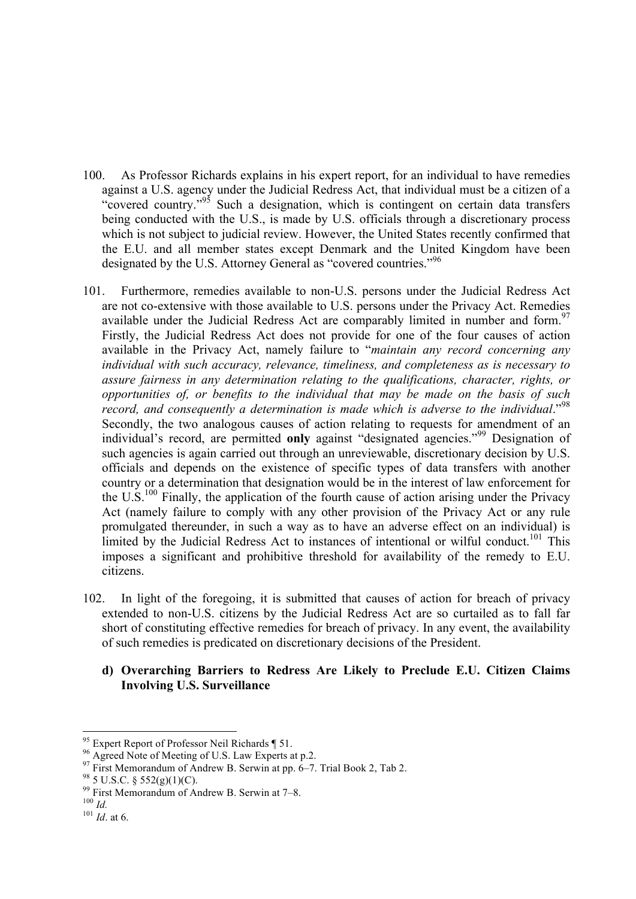100. As Professor Richards explains in his expert report, for an individual to have remedies against a U.S. agency under the Judicial Redress Act, that individual must be a citizen of a "covered country."[95] Such a designation, which is contingent on certain data transfers being conducted with the U.S., is made by U.S. officials through a discretionary process which is not subject to judicial review. However, the United States recently confirmed that the E.U. and all member states except Denmark and the United Kingdom have been designated by the U.S. Attorney General as "covered countries."[96]

101. Furthermore, remedies available to non-U.S. persons under the Judicial Redress Act are not co-extensive with those available to U.S. persons under the Privacy Act. Remedies available under the Judicial Redress Act are comparably limited in number and form.[97] Firstly, the Judicial Redress Act does not provide for one of the four causes of action available in the Privacy Act, namely failure to "*maintain any record concerning any individual with such accuracy, relevance, timeliness, and completeness as is necessary to assure fairness in any determination relating to the qualifications, character, rights, or opportunities of, or benefits to the individual that may be made on the basis of such record, and consequently a determination is made which is adverse to the individual*."[98] Secondly, the two analogous causes of action relating to requests for amendment of an individual's record, are permitted **only** against "designated agencies."[99] Designation of such agencies is again carried out through an unreviewable, discretionary decision by U.S. officials and depends on the existence of specific types of data transfers with another country or a determination that designation would be in the interest of law enforcement for the U.S.[100] Finally, the application of the fourth cause of action arising under the Privacy Act (namely failure to comply with any other provision of the Privacy Act or any rule promulgated thereunder, in such a way as to have an adverse effect on an individual) is limited by the Judicial Redress Act to instances of intentional or wilful conduct.[101] This imposes a significant and prohibitive threshold for availability of the remedy to E.U. citizens.

102. In light of the foregoing, it is submitted that causes of action for breach of privacy extended to non-U.S. citizens by the Judicial Redress Act are so curtailed as to fall far short of constituting effective remedies for breach of privacy. In any event, the availability of such remedies is predicated on discretionary decisions of the President.

**d) Overarching Barriers to Redress Are Likely to Preclude E.U. Citizen Claims Involving U.S. Surveillance**

---

[95] Expert Report of Professor Neil Richards ¶ 51.

[96] Agreed Note of Meeting of U.S. Law Experts at p.2.

[97] First Memorandum of Andrew B. Serwin at pp. 6–7. Trial Book 2, Tab 2.

[98] 5 U.S.C. § 552(g)(1)(C).

[99] First Memorandum of Andrew B. Serwin at 7–8.

[100] *Id.*

[101] *Id*. at 6.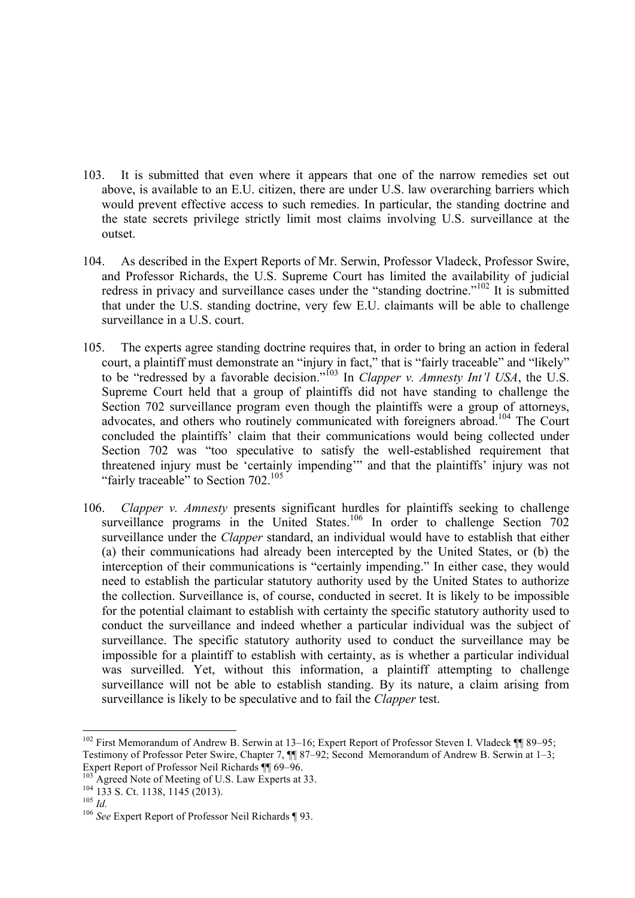103. It is submitted that even where it appears that one of the narrow remedies set out above, is available to an E.U. citizen, there are under U.S. law overarching barriers which would prevent effective access to such remedies. In particular, the standing doctrine and the state secrets privilege strictly limit most claims involving U.S. surveillance at the outset.

104. As described in the Expert Reports of Mr. Serwin, Professor Vladeck, Professor Swire, and Professor Richards, the U.S. Supreme Court has limited the availability of judicial redress in privacy and surveillance cases under the "standing doctrine."[102] It is submitted that under the U.S. standing doctrine, very few E.U. claimants will be able to challenge surveillance in a U.S. court.

105. The experts agree standing doctrine requires that, in order to bring an action in federal court, a plaintiff must demonstrate an "injury in fact," that is "fairly traceable" and "likely" to be "redressed by a favorable decision."[103] In *Clapper v. Amnesty Int'l USA*, the U.S. Supreme Court held that a group of plaintiffs did not have standing to challenge the Section 702 surveillance program even though the plaintiffs were a group of attorneys, advocates, and others who routinely communicated with foreigners abroad.[104] The Court concluded the plaintiffs' claim that their communications would being collected under Section 702 was "too speculative to satisfy the well-established requirement that threatened injury must be 'certainly impending'" and that the plaintiffs' injury was not "fairly traceable" to Section 702.[105]

106. *Clapper v. Amnesty* presents significant hurdles for plaintiffs seeking to challenge surveillance programs in the United States.[106] In order to challenge Section 702 surveillance under the *Clapper* standard, an individual would have to establish that either (a) their communications had already been intercepted by the United States, or (b) the interception of their communications is "certainly impending." In either case, they would need to establish the particular statutory authority used by the United States to authorize the collection. Surveillance is, of course, conducted in secret. It is likely to be impossible for the potential claimant to establish with certainty the specific statutory authority used to conduct the surveillance and indeed whether a particular individual was the subject of surveillance. The specific statutory authority used to conduct the surveillance may be impossible for a plaintiff to establish with certainty, as is whether a particular individual was surveilled. Yet, without this information, a plaintiff attempting to challenge surveillance will not be able to establish standing. By its nature, a claim arising from surveillance is likely to be speculative and to fail the *Clapper* test.

---

[102] First Memorandum of Andrew B. Serwin at 13–16; Expert Report of Professor Steven I. Vladeck ¶¶ 89–95; Testimony of Professor Peter Swire, Chapter 7, ¶¶ 87–92; Second Memorandum of Andrew B. Serwin at 1–3; Expert Report of Professor Neil Richards ¶¶ 69–96.

[103] Agreed Note of Meeting of U.S. Law Experts at 33.

[104] 133 S. Ct. 1138, 1145 (2013).

[105] *Id.*

[106] *See* Expert Report of Professor Neil Richards ¶ 93.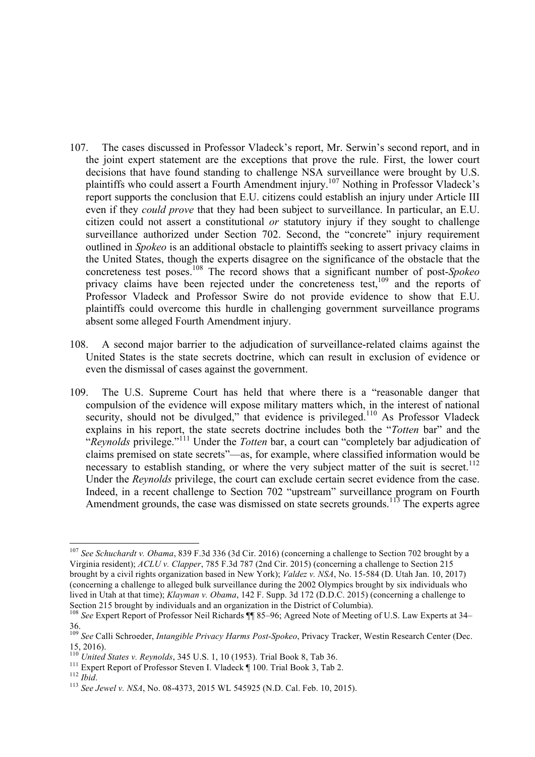107. The cases discussed in Professor Vladeck's report, Mr. Serwin's second report, and in the joint expert statement are the exceptions that prove the rule. First, the lower court decisions that have found standing to challenge NSA surveillance were brought by U.S. plaintiffs who could assert a Fourth Amendment injury.[107] Nothing in Professor Vladeck's report supports the conclusion that E.U. citizens could establish an injury under Article III even if they *could prove* that they had been subject to surveillance. In particular, an E.U. citizen could not assert a constitutional *or* statutory injury if they sought to challenge surveillance authorized under Section 702. Second, the "concrete" injury requirement outlined in *Spokeo* is an additional obstacle to plaintiffs seeking to assert privacy claims in the United States, though the experts disagree on the significance of the obstacle that the concreteness test poses.[108] The record shows that a significant number of post-*Spokeo* privacy claims have been rejected under the concreteness test,[109] and the reports of Professor Vladeck and Professor Swire do not provide evidence to show that E.U. plaintiffs could overcome this hurdle in challenging government surveillance programs absent some alleged Fourth Amendment injury.

108. A second major barrier to the adjudication of surveillance-related claims against the United States is the state secrets doctrine, which can result in exclusion of evidence or even the dismissal of cases against the government.

109. The U.S. Supreme Court has held that where there is a "reasonable danger that compulsion of the evidence will expose military matters which, in the interest of national security, should not be divulged," that evidence is privileged.[110] As Professor Vladeck explains in his report, the state secrets doctrine includes both the "*Totten* bar" and the "*Reynolds* privilege."[111] Under the *Totten* bar, a court can "completely bar adjudication of claims premised on state secrets"—as, for example, where classified information would be necessary to establish standing, or where the very subject matter of the suit is secret.[112] Under the *Reynolds* privilege, the court can exclude certain secret evidence from the case. Indeed, in a recent challenge to Section 702 "upstream" surveillance program on Fourth Amendment grounds, the case was dismissed on state secrets grounds.[113] The experts agree

---

[107] *See Schuchardt v. Obama*, 839 F.3d 336 (3d Cir. 2016) (concerning a challenge to Section 702 brought by a Virginia resident); *ACLU v. Clapper*, 785 F.3d 787 (2nd Cir. 2015) (concerning a challenge to Section 215 brought by a civil rights organization based in New York); *Valdez v. NSA*, No. 15-584 (D. Utah Jan. 10, 2017) (concerning a challenge to alleged bulk surveillance during the 2002 Olympics brought by six individuals who lived in Utah at that time); *Klayman v. Obama*, 142 F. Supp. 3d 172 (D.D.C. 2015) (concerning a challenge to Section 215 brought by individuals and an organization in the District of Columbia).

[108] *See* Expert Report of Professor Neil Richards ¶¶ 85–96; Agreed Note of Meeting of U.S. Law Experts at 34–36.

[109] *See* Calli Schroeder, *Intangible Privacy Harms Post-Spokeo*, Privacy Tracker, Westin Research Center (Dec. 15, 2016).

[110] *United States v. Reynolds*, 345 U.S. 1, 10 (1953). Trial Book 8, Tab 36.

[111] Expert Report of Professor Steven I. Vladeck ¶ 100. Trial Book 3, Tab 2.

[112] *Ibid*.

[113] *See Jewel v. NSA*, No. 08-4373, 2015 WL 545925 (N.D. Cal. Feb. 10, 2015).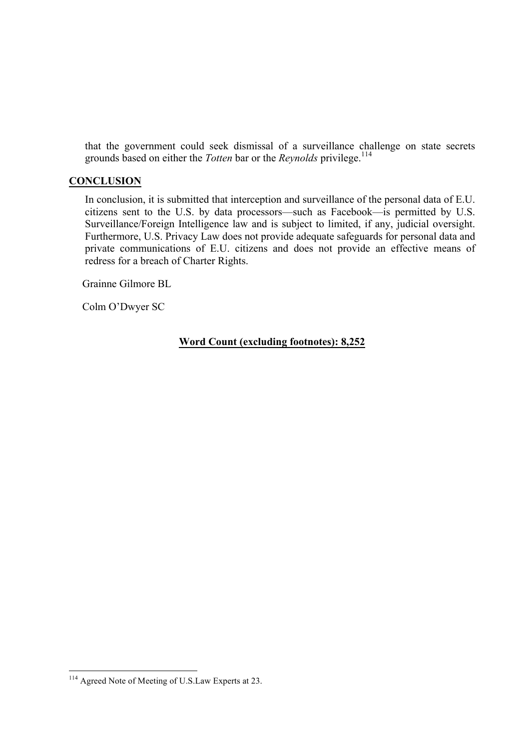that the government could seek dismissal of a surveillance challenge on state secrets grounds based on either the *Totten* bar or the *Reynolds* privilege.[114]

## CONCLUSION

In conclusion, it is submitted that interception and surveillance of the personal data of E.U. citizens sent to the U.S. by data processors—such as Facebook—is permitted by U.S. Surveillance/Foreign Intelligence law and is subject to limited, if any, judicial oversight. Furthermore, U.S. Privacy Law does not provide adequate safeguards for personal data and private communications of E.U. citizens and does not provide an effective means of redress for a breach of Charter Rights.

Grainne Gilmore BL

Colm O'Dwyer SC

**Word Count (excluding footnotes): 8,252**

[114] Agreed Note of Meeting of U.S.Law Experts at 23.